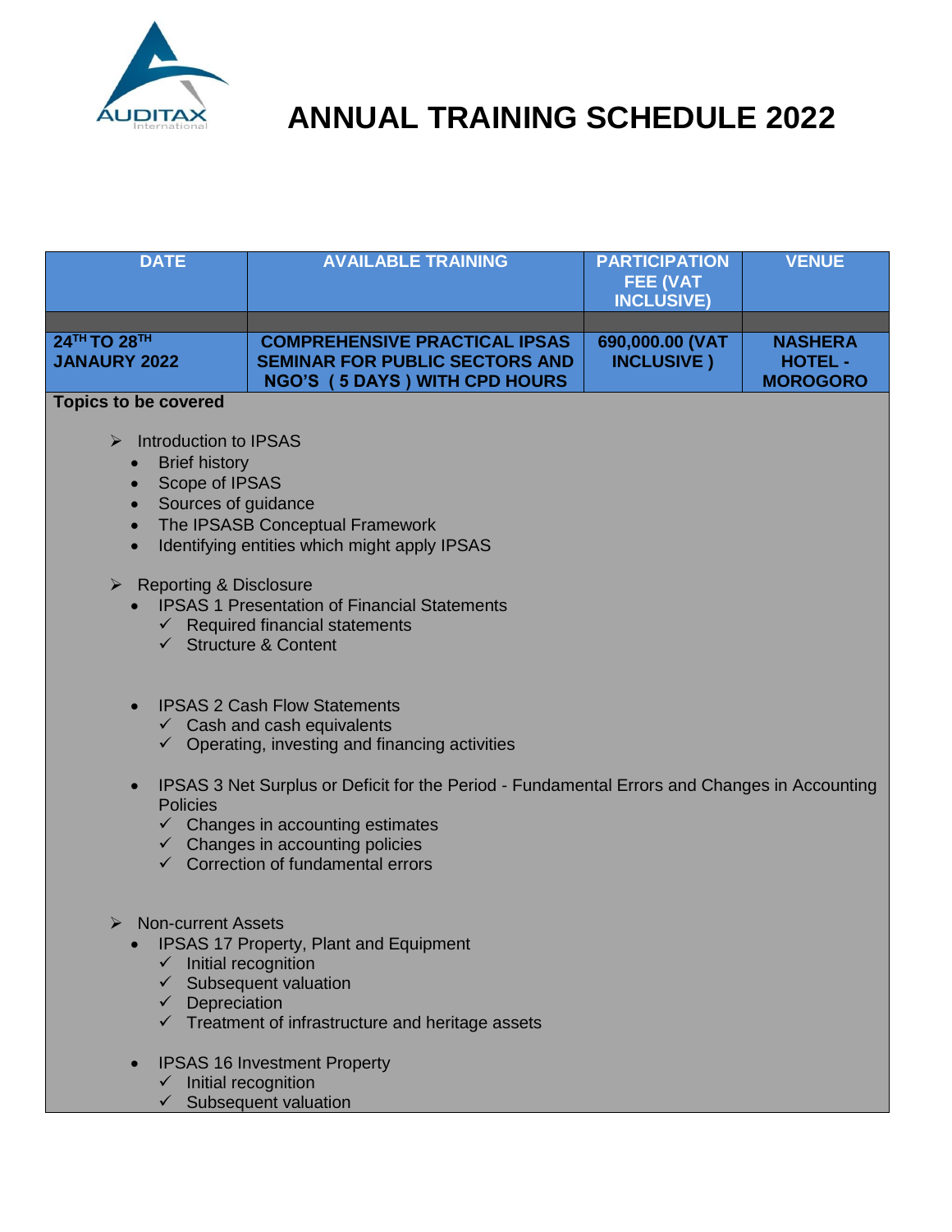AUDITAX International

# ANNUAL TRAINING SCHEDULE 2022

| DATE | AVAILABLE TRAINING | PARTICIPATION FEE (VAT INCLUSIVE) | VENUE |
|---|---|---|---|
| | | | |
| **24TH TO 28TH JANAURY 2022** | **COMPREHENSIVE PRACTICAL IPSAS SEMINAR FOR PUBLIC SECTORS AND NGO'S ( 5 DAYS ) WITH CPD HOURS** | **690,000.00 (VAT INCLUSIVE )** | **NASHERA HOTEL - MOROGORO** |

**Topics to be covered**

- Introduction to IPSAS
  - Brief history
  - Scope of IPSAS
  - Sources of guidance
  - The IPSASB Conceptual Framework
  - Identifying entities which might apply IPSAS
- Reporting & Disclosure
  - IPSAS 1 Presentation of Financial Statements
    - ✓ Required financial statements
    - ✓ Structure & Content
  - IPSAS 2 Cash Flow Statements
    - ✓ Cash and cash equivalents
    - ✓ Operating, investing and financing activities
  - IPSAS 3 Net Surplus or Deficit for the Period - Fundamental Errors and Changes in Accounting Policies
    - ✓ Changes in accounting estimates
    - ✓ Changes in accounting policies
    - ✓ Correction of fundamental errors
- Non-current Assets
  - IPSAS 17 Property, Plant and Equipment
    - ✓ Initial recognition
    - ✓ Subsequent valuation
    - ✓ Depreciation
    - ✓ Treatment of infrastructure and heritage assets
  - IPSAS 16 Investment Property
    - ✓ Initial recognition
    - ✓ Subsequent valuation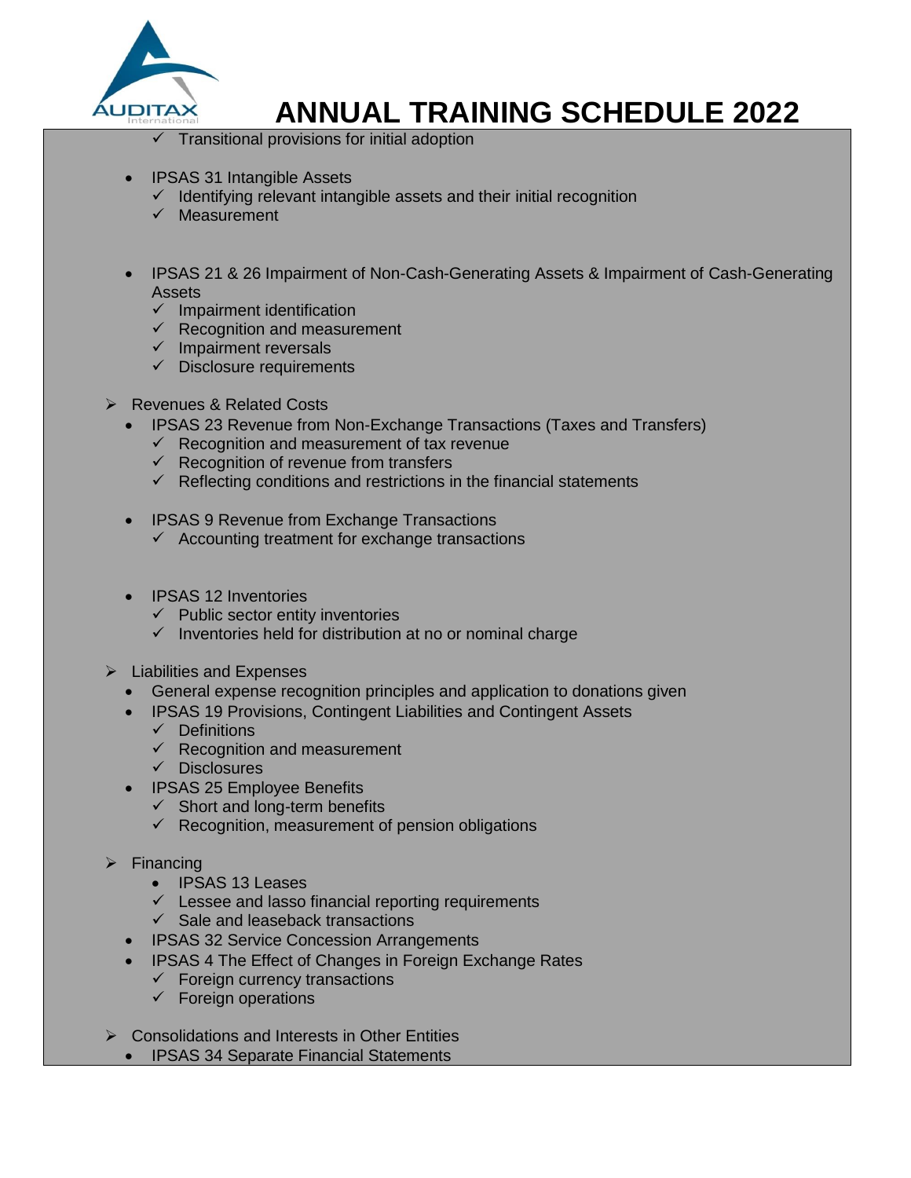- Transitional provisions for initial adoption

- IPSAS 31 Intangible Assets
  - Identifying relevant intangible assets and their initial recognition
  - Measurement

- IPSAS 21 & 26 Impairment of Non-Cash-Generating Assets & Impairment of Cash-Generating Assets
  - Impairment identification
  - Recognition and measurement
  - Impairment reversals
  - Disclosure requirements

- Revenues & Related Costs
  - IPSAS 23 Revenue from Non-Exchange Transactions (Taxes and Transfers)
    - Recognition and measurement of tax revenue
    - Recognition of revenue from transfers
    - Reflecting conditions and restrictions in the financial statements
  - IPSAS 9 Revenue from Exchange Transactions
    - Accounting treatment for exchange transactions
  - IPSAS 12 Inventories
    - Public sector entity inventories
    - Inventories held for distribution at no or nominal charge

- Liabilities and Expenses
  - General expense recognition principles and application to donations given
  - IPSAS 19 Provisions, Contingent Liabilities and Contingent Assets
    - Definitions
    - Recognition and measurement
    - Disclosures
  - IPSAS 25 Employee Benefits
    - Short and long-term benefits
    - Recognition, measurement of pension obligations

- Financing
  - IPSAS 13 Leases
    - Lessee and lasso financial reporting requirements
    - Sale and leaseback transactions
  - IPSAS 32 Service Concession Arrangements
  - IPSAS 4 The Effect of Changes in Foreign Exchange Rates
    - Foreign currency transactions
    - Foreign operations

- Consolidations and Interests in Other Entities
  - IPSAS 34 Separate Financial Statements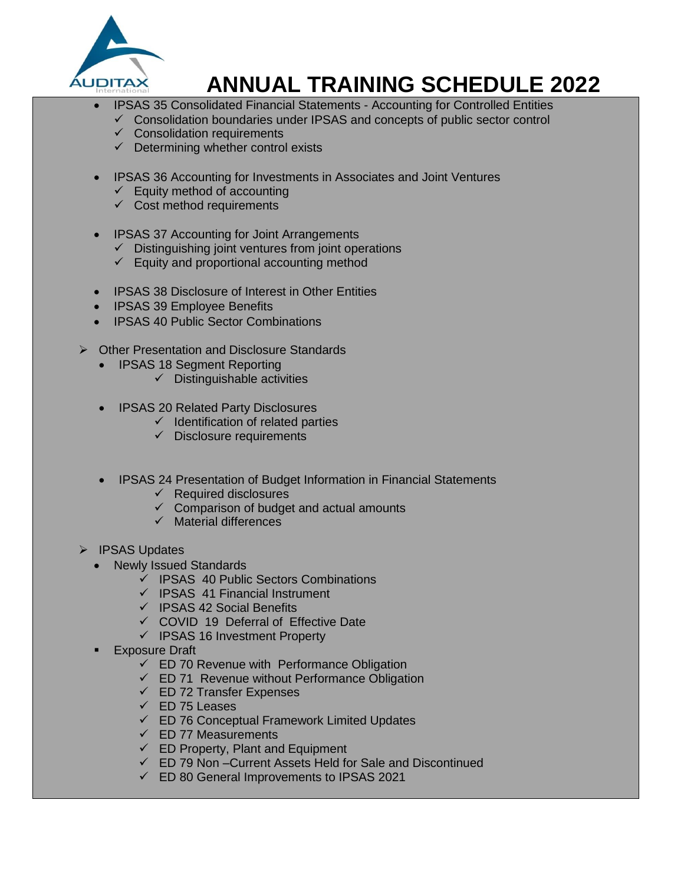# ANNUAL TRAINING SCHEDULE 2022

- IPSAS 35 Consolidated Financial Statements - Accounting for Controlled Entities
  - ✓ Consolidation boundaries under IPSAS and concepts of public sector control
  - ✓ Consolidation requirements
  - ✓ Determining whether control exists

- IPSAS 36 Accounting for Investments in Associates and Joint Ventures
  - ✓ Equity method of accounting
  - ✓ Cost method requirements

- IPSAS 37 Accounting for Joint Arrangements
  - ✓ Distinguishing joint ventures from joint operations
  - ✓ Equity and proportional accounting method

- IPSAS 38 Disclosure of Interest in Other Entities
- IPSAS 39 Employee Benefits
- IPSAS 40 Public Sector Combinations

➢ Other Presentation and Disclosure Standards

- IPSAS 18 Segment Reporting
  - ✓ Distinguishable activities

- IPSAS 20 Related Party Disclosures
  - ✓ Identification of related parties
  - ✓ Disclosure requirements

- IPSAS 24 Presentation of Budget Information in Financial Statements
  - ✓ Required disclosures
  - ✓ Comparison of budget and actual amounts
  - ✓ Material differences

➢ IPSAS Updates

- Newly Issued Standards
  - ✓ IPSAS 40 Public Sectors Combinations
  - ✓ IPSAS 41 Financial Instrument
  - ✓ IPSAS 42 Social Benefits
  - ✓ COVID 19 Deferral of Effective Date
  - ✓ IPSAS 16 Investment Property
- Exposure Draft
  - ✓ ED 70 Revenue with Performance Obligation
  - ✓ ED 71 Revenue without Performance Obligation
  - ✓ ED 72 Transfer Expenses
  - ✓ ED 75 Leases
  - ✓ ED 76 Conceptual Framework Limited Updates
  - ✓ ED 77 Measurements
  - ✓ ED Property, Plant and Equipment
  - ✓ ED 79 Non –Current Assets Held for Sale and Discontinued
  - ✓ ED 80 General Improvements to IPSAS 2021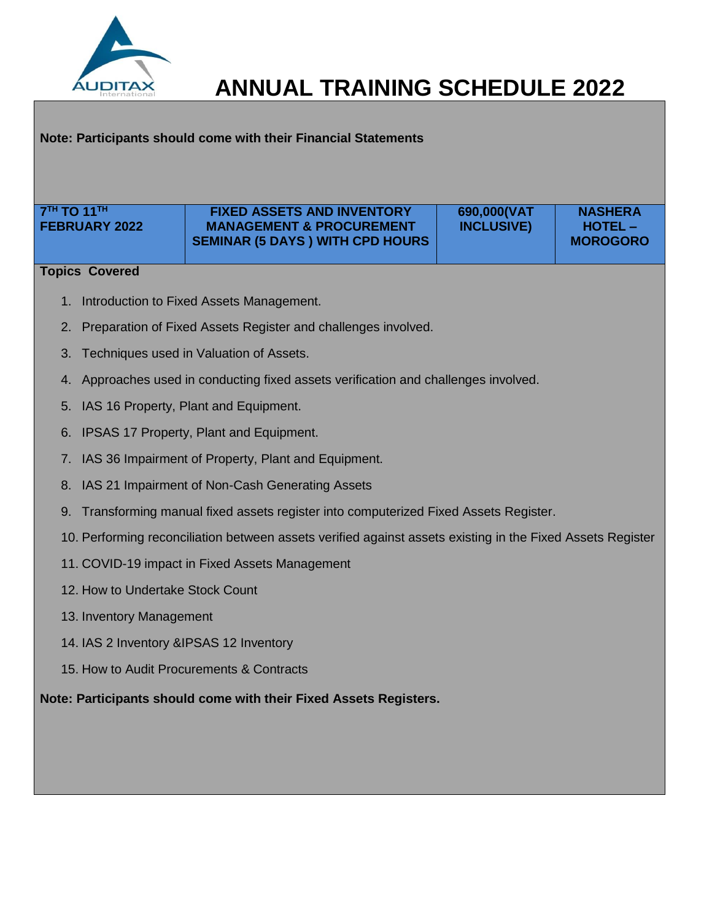# ANNUAL TRAINING SCHEDULE 2022

**Note: Participants should come with their Financial Statements**

| 7TH TO 11TH FEBRUARY 2022 | FIXED ASSETS AND INVENTORY MANAGEMENT & PROCUREMENT SEMINAR (5 DAYS ) WITH CPD HOURS | 690,000(VAT INCLUSIVE) | NASHERA HOTEL – MOROGORO |
|---|---|---|---|

**Topics Covered**

1. Introduction to Fixed Assets Management.
2. Preparation of Fixed Assets Register and challenges involved.
3. Techniques used in Valuation of Assets.
4. Approaches used in conducting fixed assets verification and challenges involved.
5. IAS 16 Property, Plant and Equipment.
6. IPSAS 17 Property, Plant and Equipment.
7. IAS 36 Impairment of Property, Plant and Equipment.
8. IAS 21 Impairment of Non-Cash Generating Assets
9. Transforming manual fixed assets register into computerized Fixed Assets Register.
10. Performing reconciliation between assets verified against assets existing in the Fixed Assets Register
11. COVID-19 impact in Fixed Assets Management
12. How to Undertake Stock Count
13. Inventory Management
14. IAS 2 Inventory &IPSAS 12 Inventory
15. How to Audit Procurements & Contracts

**Note: Participants should come with their Fixed Assets Registers.**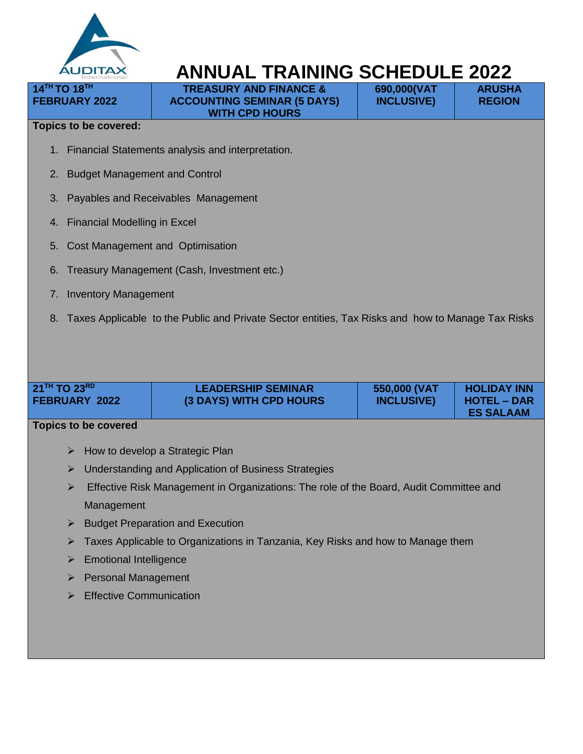AUDITAX International

# ANNUAL TRAINING SCHEDULE 2022

| 14TH TO 18TH FEBRUARY 2022 | TREASURY AND FINANCE & ACCOUNTING SEMINAR (5 DAYS) WITH CPD HOURS | 690,000(VAT INCLUSIVE) | ARUSHA REGION |
|---|---|---|---|

**Topics to be covered:**

1. Financial Statements analysis and interpretation.
2. Budget Management and Control
3. Payables and Receivables Management
4. Financial Modelling in Excel
5. Cost Management and Optimisation
6. Treasury Management (Cash, Investment etc.)
7. Inventory Management
8. Taxes Applicable to the Public and Private Sector entities, Tax Risks and how to Manage Tax Risks

| 21TH TO 23RD FEBRUARY 2022 | LEADERSHIP SEMINAR (3 DAYS) WITH CPD HOURS | 550,000 (VAT INCLUSIVE) | HOLIDAY INN HOTEL – DAR ES SALAAM |
|---|---|---|---|

**Topics to be covered**

- How to develop a Strategic Plan
- Understanding and Application of Business Strategies
- Effective Risk Management in Organizations: The role of the Board, Audit Committee and Management
- Budget Preparation and Execution
- Taxes Applicable to Organizations in Tanzania, Key Risks and how to Manage them
- Emotional Intelligence
- Personal Management
- Effective Communication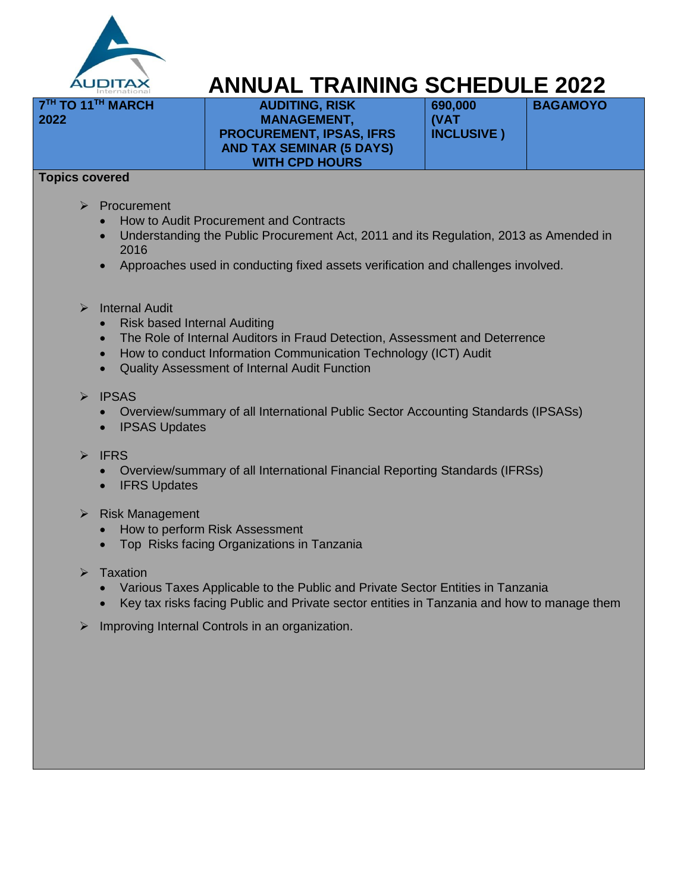# ANNUAL TRAINING SCHEDULE 2022

| 7TH TO 11TH MARCH 2022 | AUDITING, RISK MANAGEMENT, PROCUREMENT, IPSAS, IFRS AND TAX SEMINAR (5 DAYS) WITH CPD HOURS | 690,000 (VAT INCLUSIVE ) | BAGAMOYO |
|---|---|---|---|

**Topics covered**

- Procurement
  - How to Audit Procurement and Contracts
  - Understanding the Public Procurement Act, 2011 and its Regulation, 2013 as Amended in 2016
  - Approaches used in conducting fixed assets verification and challenges involved.

- Internal Audit
  - Risk based Internal Auditing
  - The Role of Internal Auditors in Fraud Detection, Assessment and Deterrence
  - How to conduct Information Communication Technology (ICT) Audit
  - Quality Assessment of Internal Audit Function

- IPSAS
  - Overview/summary of all International Public Sector Accounting Standards (IPSASs)
  - IPSAS Updates

- IFRS
  - Overview/summary of all International Financial Reporting Standards (IFRSs)
  - IFRS Updates

- Risk Management
  - How to perform Risk Assessment
  - Top Risks facing Organizations in Tanzania

- Taxation
  - Various Taxes Applicable to the Public and Private Sector Entities in Tanzania
  - Key tax risks facing Public and Private sector entities in Tanzania and how to manage them

- Improving Internal Controls in an organization.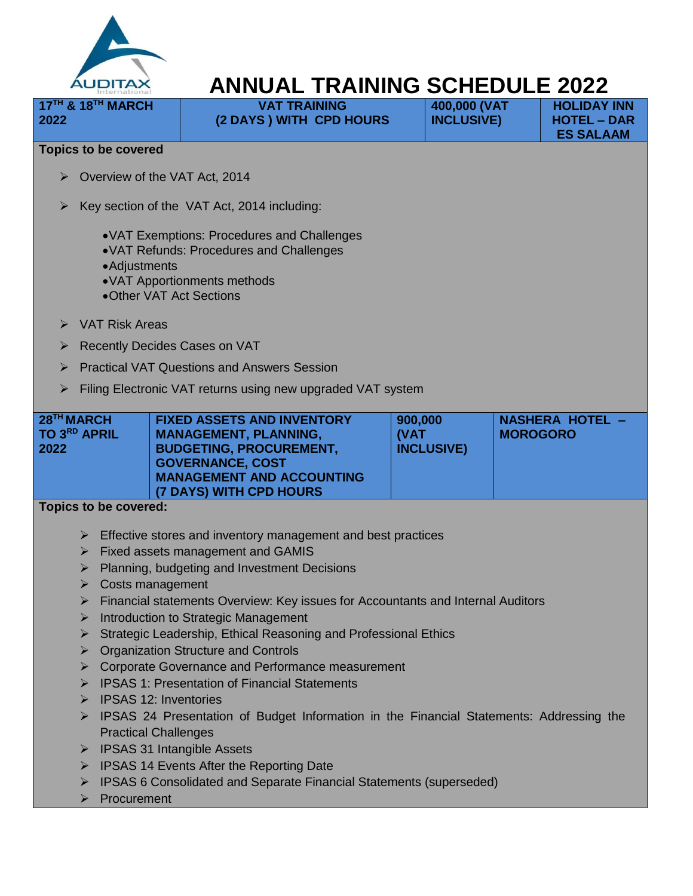AUDITAX International

# ANNUAL TRAINING SCHEDULE 2022

| 17TH & 18TH MARCH 2022 | VAT TRAINING (2 DAYS ) WITH CPD HOURS | 400,000 (VAT INCLUSIVE) | HOLIDAY INN HOTEL – DAR ES SALAAM |
|---|---|---|---|

**Topics to be covered**

- Overview of the VAT Act, 2014
- Key section of the VAT Act, 2014 including:
  - VAT Exemptions: Procedures and Challenges
  - VAT Refunds: Procedures and Challenges
  - Adjustments
  - VAT Apportionments methods
  - Other VAT Act Sections
- VAT Risk Areas
- Recently Decides Cases on VAT
- Practical VAT Questions and Answers Session
- Filing Electronic VAT returns using new upgraded VAT system

| 28TH MARCH TO 3RD APRIL 2022 | FIXED ASSETS AND INVENTORY MANAGEMENT, PLANNING, BUDGETING, PROCUREMENT, GOVERNANCE, COST MANAGEMENT AND ACCOUNTING (7 DAYS) WITH CPD HOURS | 900,000 (VAT INCLUSIVE) | NASHERA HOTEL – MOROGORO |
|---|---|---|---|

**Topics to be covered:**

- Effective stores and inventory management and best practices
- Fixed assets management and GAMIS
- Planning, budgeting and Investment Decisions
- Costs management
- Financial statements Overview: Key issues for Accountants and Internal Auditors
- Introduction to Strategic Management
- Strategic Leadership, Ethical Reasoning and Professional Ethics
- Organization Structure and Controls
- Corporate Governance and Performance measurement
- IPSAS 1: Presentation of Financial Statements
- IPSAS 12: Inventories
- IPSAS 24 Presentation of Budget Information in the Financial Statements: Addressing the Practical Challenges
- IPSAS 31 Intangible Assets
- IPSAS 14 Events After the Reporting Date
- IPSAS 6 Consolidated and Separate Financial Statements (superseded)
- Procurement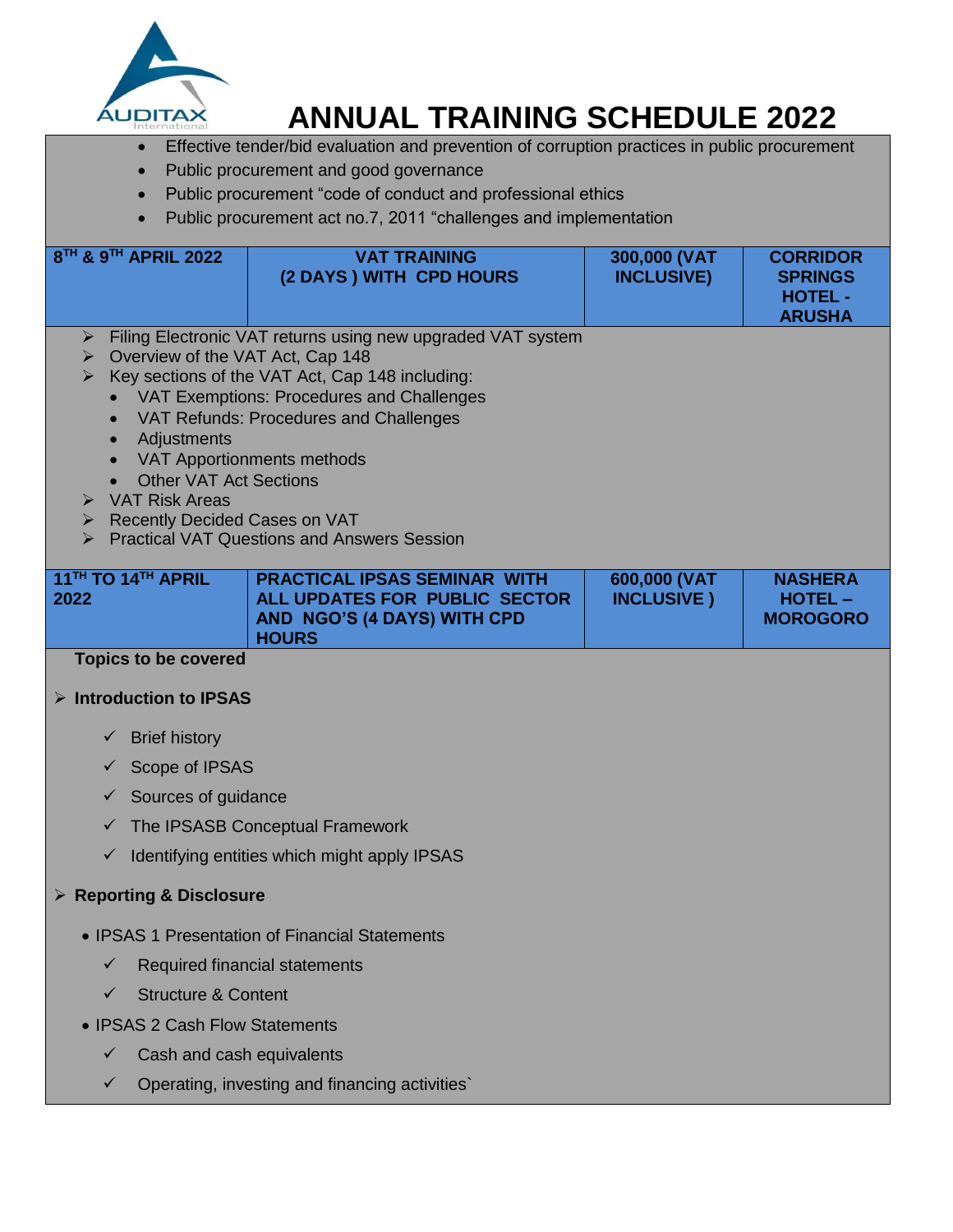# ANNUAL TRAINING SCHEDULE 2022

- Effective tender/bid evaluation and prevention of corruption practices in public procurement
- Public procurement and good governance
- Public procurement "code of conduct and professional ethics
- Public procurement act no.7, 2011 "challenges and implementation

| 8TH & 9TH APRIL 2022 | VAT TRAINING (2 DAYS ) WITH CPD HOURS | 300,000 (VAT INCLUSIVE) | CORRIDOR SPRINGS HOTEL - ARUSHA |
|---|---|---|---|

- Filing Electronic VAT returns using new upgraded VAT system
- Overview of the VAT Act, Cap 148
- Key sections of the VAT Act, Cap 148 including:
  - VAT Exemptions: Procedures and Challenges
  - VAT Refunds: Procedures and Challenges
  - Adjustments
  - VAT Apportionments methods
  - Other VAT Act Sections
- VAT Risk Areas
- Recently Decided Cases on VAT
- Practical VAT Questions and Answers Session

| 11TH TO 14TH APRIL 2022 | PRACTICAL IPSAS SEMINAR WITH ALL UPDATES FOR PUBLIC SECTOR AND NGO'S (4 DAYS) WITH CPD HOURS | 600,000 (VAT INCLUSIVE ) | NASHERA HOTEL – MOROGORO |
|---|---|---|---|

**Topics to be covered**

- **Introduction to IPSAS**
  - ✓ Brief history
  - ✓ Scope of IPSAS
  - ✓ Sources of guidance
  - ✓ The IPSASB Conceptual Framework
  - ✓ Identifying entities which might apply IPSAS
- **Reporting & Disclosure**
  - IPSAS 1 Presentation of Financial Statements
    - ✓ Required financial statements
    - ✓ Structure & Content
  - IPSAS 2 Cash Flow Statements
    - ✓ Cash and cash equivalents
    - ✓ Operating, investing and financing activities`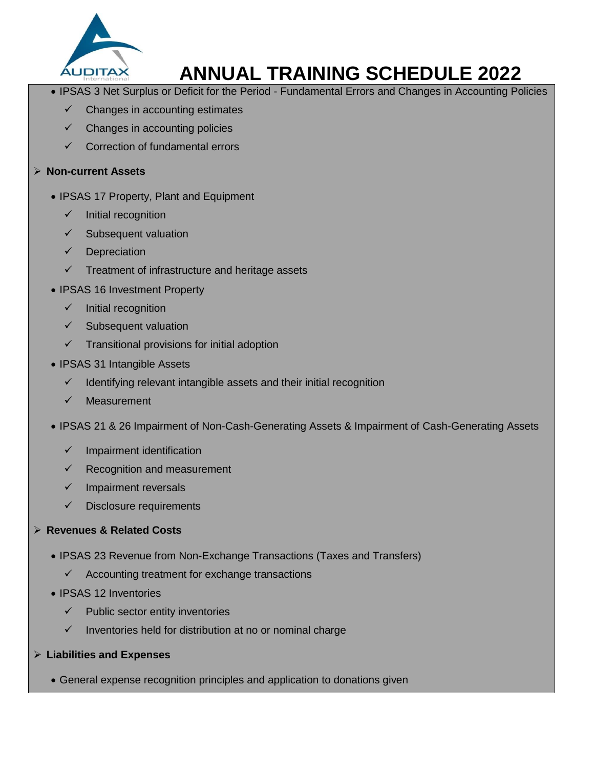# ANNUAL TRAINING SCHEDULE 2022

- IPSAS 3 Net Surplus or Deficit for the Period - Fundamental Errors and Changes in Accounting Policies
  - ✓ Changes in accounting estimates
  - ✓ Changes in accounting policies
  - ✓ Correction of fundamental errors

- **Non-current Assets**
  - IPSAS 17 Property, Plant and Equipment
    - ✓ Initial recognition
    - ✓ Subsequent valuation
    - ✓ Depreciation
    - ✓ Treatment of infrastructure and heritage assets
  - IPSAS 16 Investment Property
    - ✓ Initial recognition
    - ✓ Subsequent valuation
    - ✓ Transitional provisions for initial adoption
  - IPSAS 31 Intangible Assets
    - ✓ Identifying relevant intangible assets and their initial recognition
    - ✓ Measurement
  - IPSAS 21 & 26 Impairment of Non-Cash-Generating Assets & Impairment of Cash-Generating Assets
    - ✓ Impairment identification
    - ✓ Recognition and measurement
    - ✓ Impairment reversals
    - ✓ Disclosure requirements

- **Revenues & Related Costs**
  - IPSAS 23 Revenue from Non-Exchange Transactions (Taxes and Transfers)
    - ✓ Accounting treatment for exchange transactions
  - IPSAS 12 Inventories
    - ✓ Public sector entity inventories
    - ✓ Inventories held for distribution at no or nominal charge

- **Liabilities and Expenses**
  - General expense recognition principles and application to donations given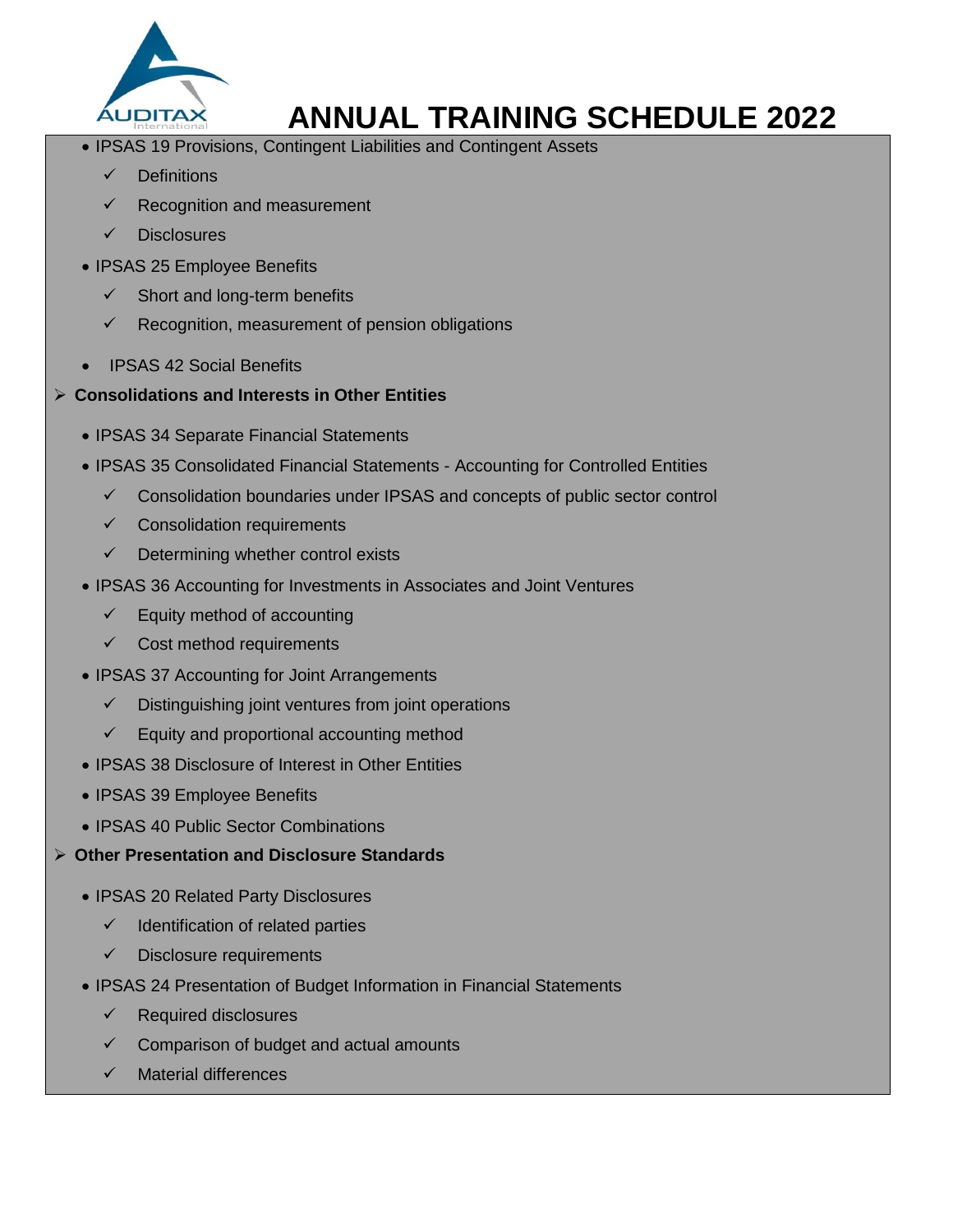- IPSAS 19 Provisions, Contingent Liabilities and Contingent Assets
  - ✓ Definitions
  - ✓ Recognition and measurement
  - ✓ Disclosures
- IPSAS 25 Employee Benefits
  - ✓ Short and long-term benefits
  - ✓ Recognition, measurement of pension obligations
- IPSAS 42 Social Benefits

➢ **Consolidations and Interests in Other Entities**

- IPSAS 34 Separate Financial Statements
- IPSAS 35 Consolidated Financial Statements - Accounting for Controlled Entities
  - ✓ Consolidation boundaries under IPSAS and concepts of public sector control
  - ✓ Consolidation requirements
  - ✓ Determining whether control exists
- IPSAS 36 Accounting for Investments in Associates and Joint Ventures
  - ✓ Equity method of accounting
  - ✓ Cost method requirements
- IPSAS 37 Accounting for Joint Arrangements
  - ✓ Distinguishing joint ventures from joint operations
  - ✓ Equity and proportional accounting method
- IPSAS 38 Disclosure of Interest in Other Entities
- IPSAS 39 Employee Benefits
- IPSAS 40 Public Sector Combinations

➢ **Other Presentation and Disclosure Standards**

- IPSAS 20 Related Party Disclosures
  - ✓ Identification of related parties
  - ✓ Disclosure requirements
- IPSAS 24 Presentation of Budget Information in Financial Statements
  - ✓ Required disclosures
  - ✓ Comparison of budget and actual amounts
  - ✓ Material differences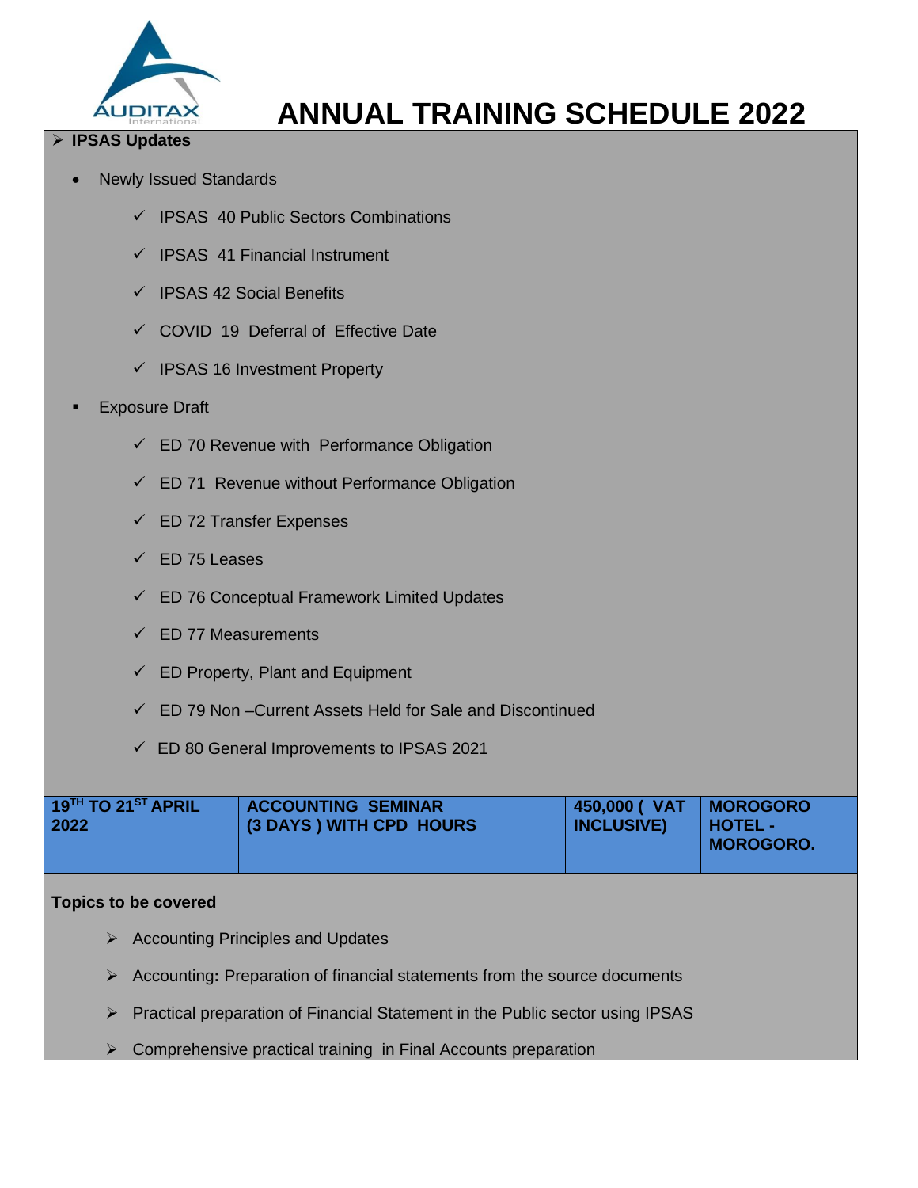# ANNUAL TRAINING SCHEDULE 2022

- **IPSAS Updates**
  - Newly Issued Standards
    - ✓ IPSAS 40 Public Sectors Combinations
    - ✓ IPSAS 41 Financial Instrument
    - ✓ IPSAS 42 Social Benefits
    - ✓ COVID 19 Deferral of Effective Date
    - ✓ IPSAS 16 Investment Property
  - Exposure Draft
    - ✓ ED 70 Revenue with Performance Obligation
    - ✓ ED 71 Revenue without Performance Obligation
    - ✓ ED 72 Transfer Expenses
    - ✓ ED 75 Leases
    - ✓ ED 76 Conceptual Framework Limited Updates
    - ✓ ED 77 Measurements
    - ✓ ED Property, Plant and Equipment
    - ✓ ED 79 Non –Current Assets Held for Sale and Discontinued
    - ✓ ED 80 General Improvements to IPSAS 2021

| 19TH TO 21ST APRIL 2022 | ACCOUNTING SEMINAR (3 DAYS ) WITH CPD HOURS | 450,000 ( VAT INCLUSIVE) | MOROGORO HOTEL - MOROGORO. |
|---|---|---|---|

**Topics to be covered**

- Accounting Principles and Updates
- Accounting**:** Preparation of financial statements from the source documents
- Practical preparation of Financial Statement in the Public sector using IPSAS
- Comprehensive practical training in Final Accounts preparation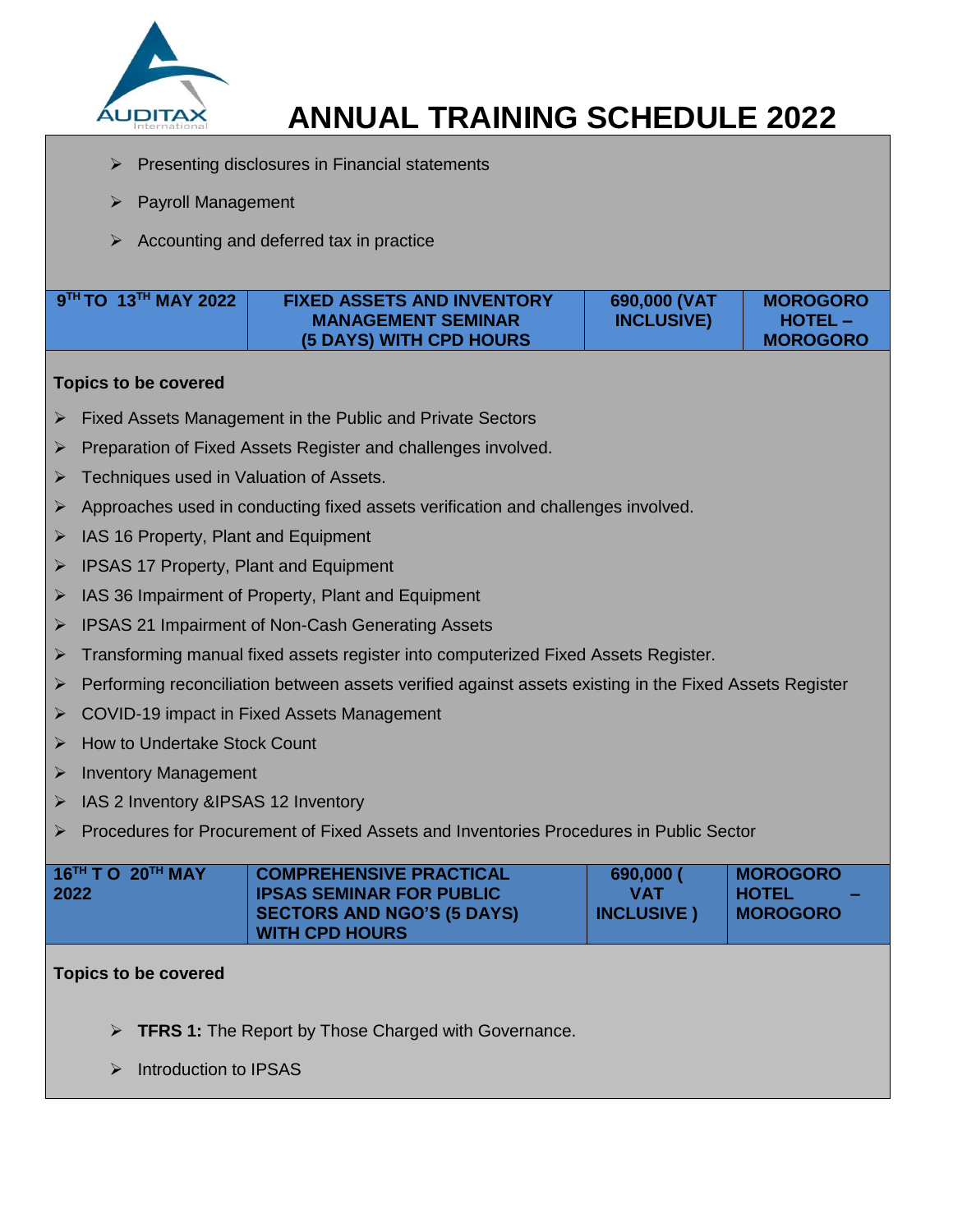# ANNUAL TRAINING SCHEDULE 2022

- Presenting disclosures in Financial statements
- Payroll Management
- Accounting and deferred tax in practice

| 9TH TO 13TH MAY 2022 | FIXED ASSETS AND INVENTORY MANAGEMENT SEMINAR (5 DAYS) WITH CPD HOURS | 690,000 (VAT INCLUSIVE) | MOROGORO HOTEL – MOROGORO |
|---|---|---|---|

**Topics to be covered**

- Fixed Assets Management in the Public and Private Sectors
- Preparation of Fixed Assets Register and challenges involved.
- Techniques used in Valuation of Assets.
- Approaches used in conducting fixed assets verification and challenges involved.
- IAS 16 Property, Plant and Equipment
- IPSAS 17 Property, Plant and Equipment
- IAS 36 Impairment of Property, Plant and Equipment
- IPSAS 21 Impairment of Non-Cash Generating Assets
- Transforming manual fixed assets register into computerized Fixed Assets Register.
- Performing reconciliation between assets verified against assets existing in the Fixed Assets Register
- COVID-19 impact in Fixed Assets Management
- How to Undertake Stock Count
- Inventory Management
- IAS 2 Inventory &IPSAS 12 Inventory
- Procedures for Procurement of Fixed Assets and Inventories Procedures in Public Sector

| 16TH TO 20TH MAY 2022 | COMPREHENSIVE PRACTICAL IPSAS SEMINAR FOR PUBLIC SECTORS AND NGO'S (5 DAYS) WITH CPD HOURS | 690,000 ( VAT INCLUSIVE ) | MOROGORO HOTEL – MOROGORO |
|---|---|---|---|

**Topics to be covered**

- **TFRS 1:** The Report by Those Charged with Governance.
- Introduction to IPSAS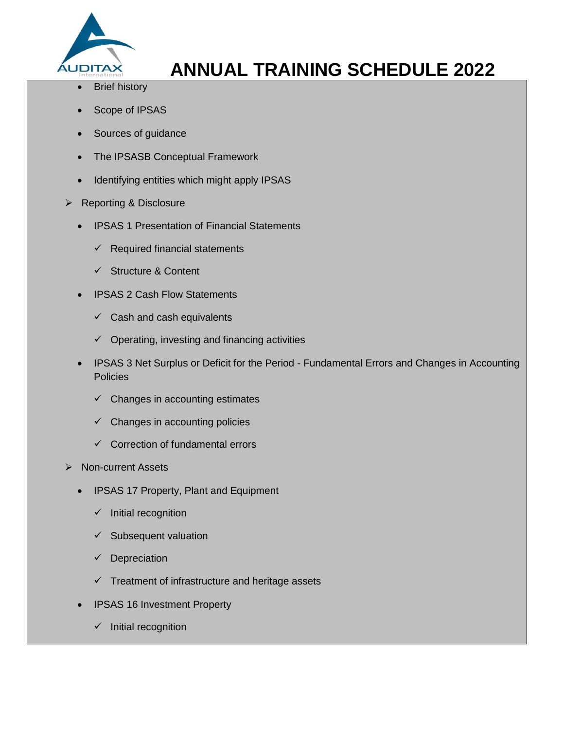- Brief history
- Scope of IPSAS
- Sources of guidance
- The IPSASB Conceptual Framework
- Identifying entities which might apply IPSAS

- Reporting & Disclosure
  - IPSAS 1 Presentation of Financial Statements
    - ✓ Required financial statements
    - ✓ Structure & Content
  - IPSAS 2 Cash Flow Statements
    - ✓ Cash and cash equivalents
    - ✓ Operating, investing and financing activities
  - IPSAS 3 Net Surplus or Deficit for the Period - Fundamental Errors and Changes in Accounting Policies
    - ✓ Changes in accounting estimates
    - ✓ Changes in accounting policies
    - ✓ Correction of fundamental errors

- Non-current Assets
  - IPSAS 17 Property, Plant and Equipment
    - ✓ Initial recognition
    - ✓ Subsequent valuation
    - ✓ Depreciation
    - ✓ Treatment of infrastructure and heritage assets
  - IPSAS 16 Investment Property
    - ✓ Initial recognition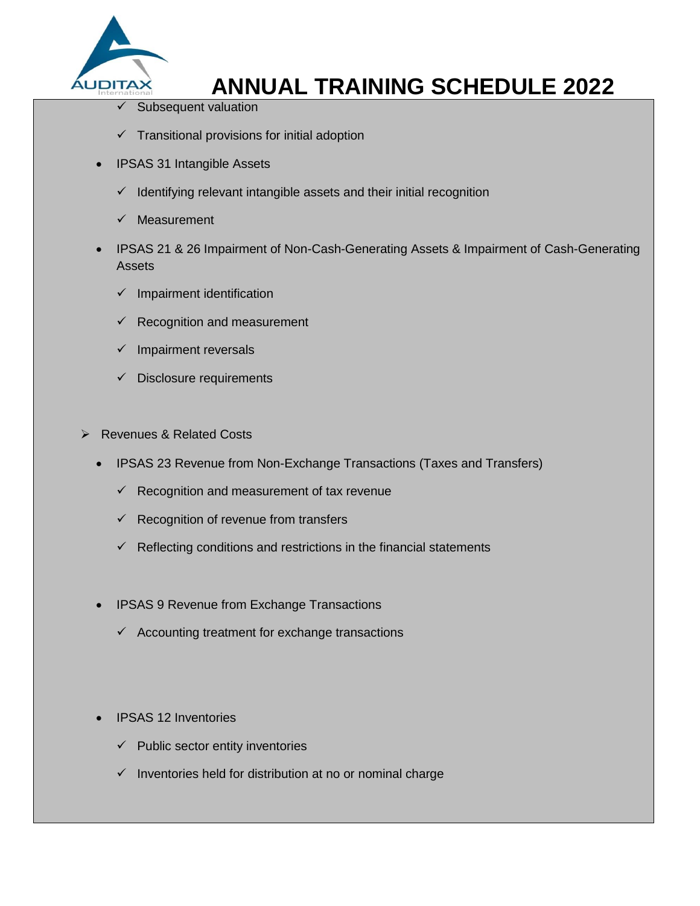- Subsequent valuation
- Transitional provisions for initial adoption

- IPSAS 31 Intangible Assets
  - Identifying relevant intangible assets and their initial recognition
  - Measurement

- IPSAS 21 & 26 Impairment of Non-Cash-Generating Assets & Impairment of Cash-Generating Assets
  - Impairment identification
  - Recognition and measurement
  - Impairment reversals
  - Disclosure requirements

- Revenues & Related Costs
  - IPSAS 23 Revenue from Non-Exchange Transactions (Taxes and Transfers)
    - Recognition and measurement of tax revenue
    - Recognition of revenue from transfers
    - Reflecting conditions and restrictions in the financial statements
  - IPSAS 9 Revenue from Exchange Transactions
    - Accounting treatment for exchange transactions
  - IPSAS 12 Inventories
    - Public sector entity inventories
    - Inventories held for distribution at no or nominal charge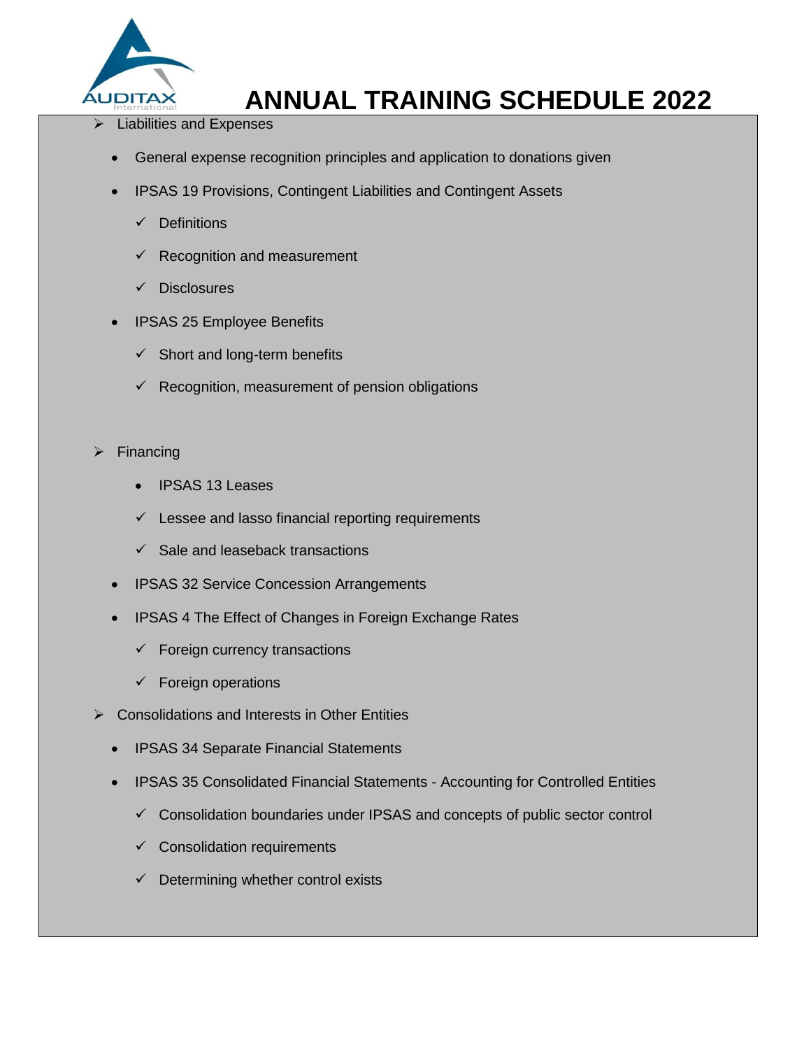- Liabilities and Expenses
  - General expense recognition principles and application to donations given
  - IPSAS 19 Provisions, Contingent Liabilities and Contingent Assets
    - ✓ Definitions
    - ✓ Recognition and measurement
    - ✓ Disclosures
  - IPSAS 25 Employee Benefits
    - ✓ Short and long-term benefits
    - ✓ Recognition, measurement of pension obligations

- Financing
  - IPSAS 13 Leases
    - ✓ Lessee and lasso financial reporting requirements
    - ✓ Sale and leaseback transactions
  - IPSAS 32 Service Concession Arrangements
  - IPSAS 4 The Effect of Changes in Foreign Exchange Rates
    - ✓ Foreign currency transactions
    - ✓ Foreign operations

- Consolidations and Interests in Other Entities
  - IPSAS 34 Separate Financial Statements
  - IPSAS 35 Consolidated Financial Statements - Accounting for Controlled Entities
    - ✓ Consolidation boundaries under IPSAS and concepts of public sector control
    - ✓ Consolidation requirements
    - ✓ Determining whether control exists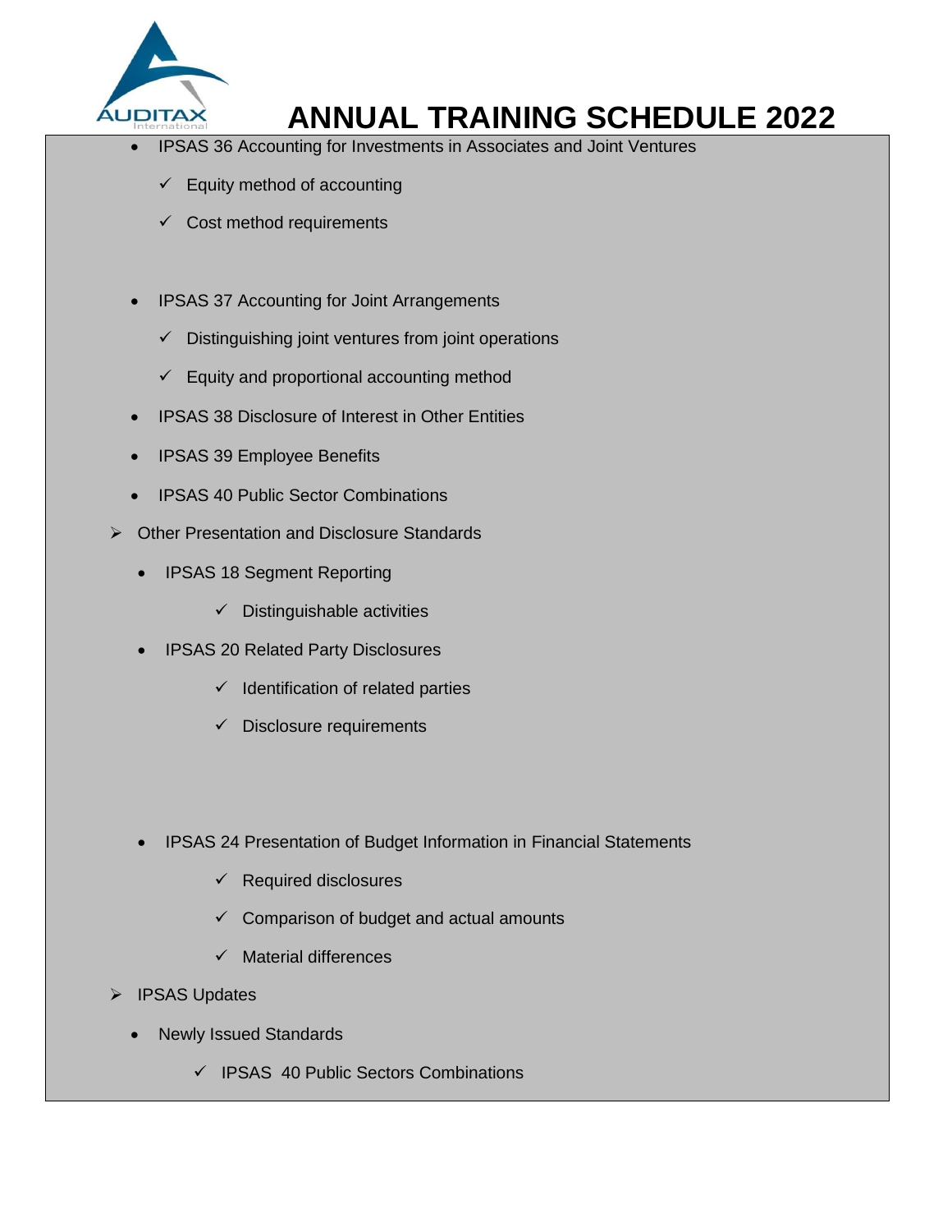- IPSAS 36 Accounting for Investments in Associates and Joint Ventures
    - ✓ Equity method of accounting
    - ✓ Cost method requirements
- IPSAS 37 Accounting for Joint Arrangements
    - ✓ Distinguishing joint ventures from joint operations
    - ✓ Equity and proportional accounting method
- IPSAS 38 Disclosure of Interest in Other Entities
- IPSAS 39 Employee Benefits
- IPSAS 40 Public Sector Combinations

➢ Other Presentation and Disclosure Standards

- IPSAS 18 Segment Reporting
    - ✓ Distinguishable activities
- IPSAS 20 Related Party Disclosures
    - ✓ Identification of related parties
    - ✓ Disclosure requirements
- IPSAS 24 Presentation of Budget Information in Financial Statements
    - ✓ Required disclosures
    - ✓ Comparison of budget and actual amounts
    - ✓ Material differences

➢ IPSAS Updates

- Newly Issued Standards
    - ✓ IPSAS 40 Public Sectors Combinations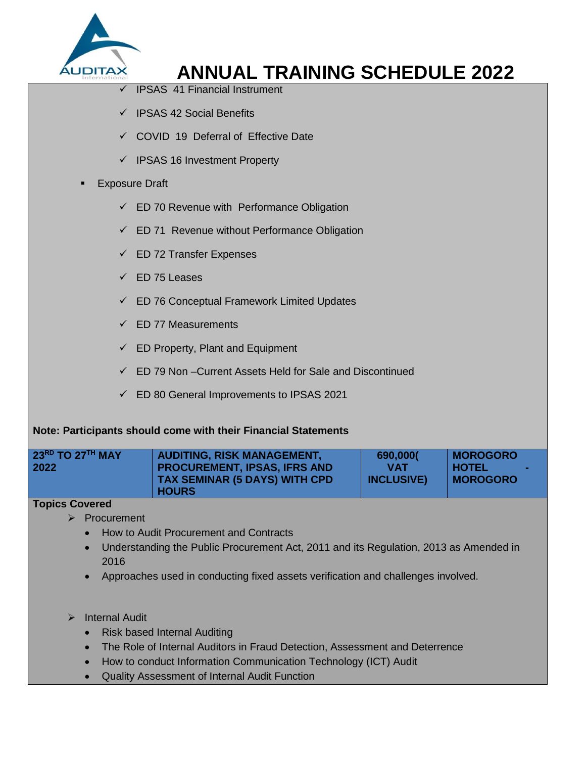# ANNUAL TRAINING SCHEDULE 2022

- ✓ IPSAS 41 Financial Instrument
- ✓ IPSAS 42 Social Benefits
- ✓ COVID 19 Deferral of Effective Date
- ✓ IPSAS 16 Investment Property

- Exposure Draft
  - ✓ ED 70 Revenue with Performance Obligation
  - ✓ ED 71 Revenue without Performance Obligation
  - ✓ ED 72 Transfer Expenses
  - ✓ ED 75 Leases
  - ✓ ED 76 Conceptual Framework Limited Updates
  - ✓ ED 77 Measurements
  - ✓ ED Property, Plant and Equipment
  - ✓ ED 79 Non –Current Assets Held for Sale and Discontinued
  - ✓ ED 80 General Improvements to IPSAS 2021

**Note: Participants should come with their Financial Statements**

| **23RD TO 27TH MAY 2022** | **AUDITING, RISK MANAGEMENT, PROCUREMENT, IPSAS, IFRS AND TAX SEMINAR (5 DAYS) WITH CPD HOURS** | **690,000( VAT INCLUSIVE)** | **MOROGORO HOTEL - MOROGORO** |
|---|---|---|---|

**Topics Covered**

- ➢ Procurement
  - How to Audit Procurement and Contracts
  - Understanding the Public Procurement Act, 2011 and its Regulation, 2013 as Amended in 2016
  - Approaches used in conducting fixed assets verification and challenges involved.

- ➢ Internal Audit
  - Risk based Internal Auditing
  - The Role of Internal Auditors in Fraud Detection, Assessment and Deterrence
  - How to conduct Information Communication Technology (ICT) Audit
  - Quality Assessment of Internal Audit Function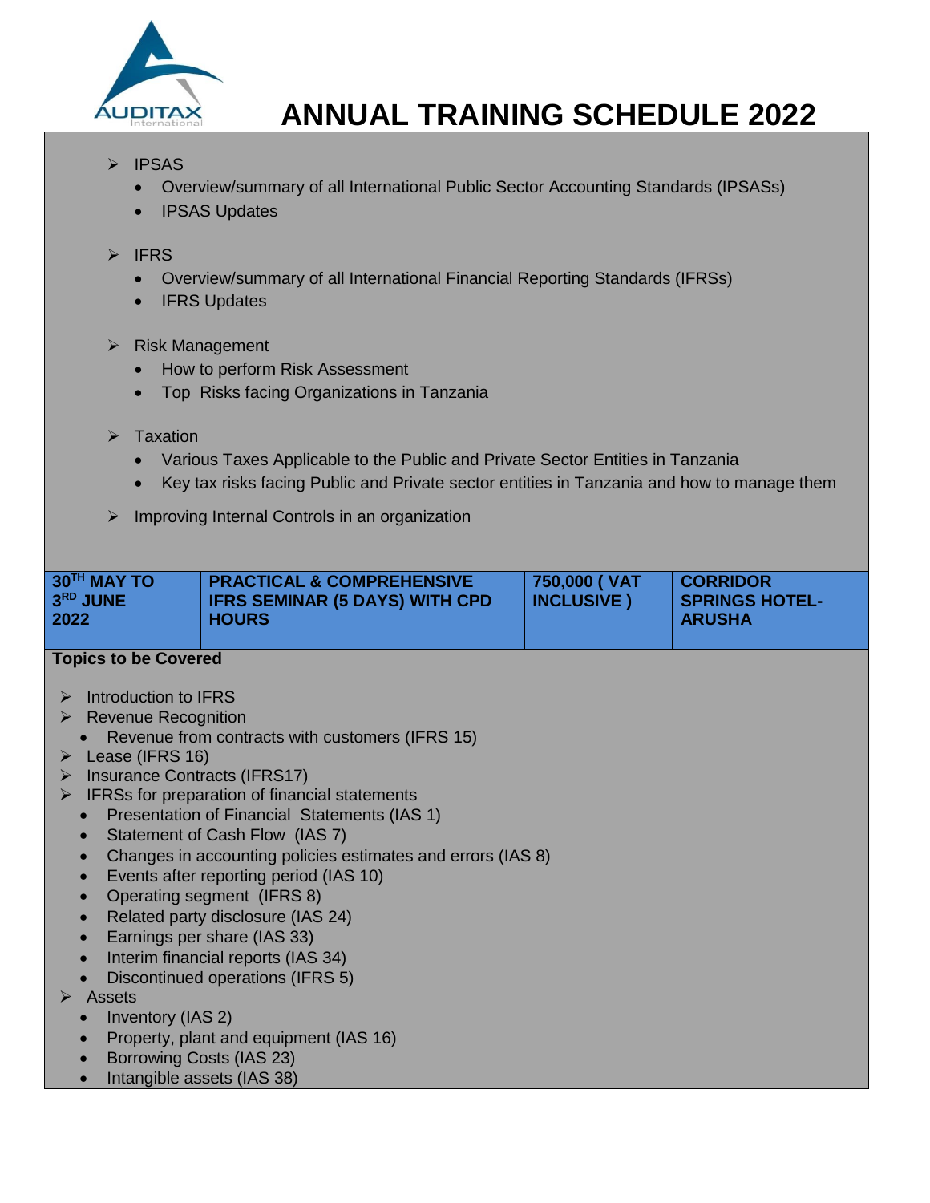# ANNUAL TRAINING SCHEDULE 2022

- IPSAS
  - Overview/summary of all International Public Sector Accounting Standards (IPSASs)
  - IPSAS Updates

- IFRS
  - Overview/summary of all International Financial Reporting Standards (IFRSs)
  - IFRS Updates

- Risk Management
  - How to perform Risk Assessment
  - Top Risks facing Organizations in Tanzania

- Taxation
  - Various Taxes Applicable to the Public and Private Sector Entities in Tanzania
  - Key tax risks facing Public and Private sector entities in Tanzania and how to manage them

- Improving Internal Controls in an organization

| 30TH MAY TO 3RD JUNE 2022 | PRACTICAL & COMPREHENSIVE IFRS SEMINAR (5 DAYS) WITH CPD HOURS | 750,000 ( VAT INCLUSIVE ) | CORRIDOR SPRINGS HOTEL-ARUSHA |
|---|---|---|---|

**Topics to be Covered**

- Introduction to IFRS
- Revenue Recognition
  - Revenue from contracts with customers (IFRS 15)
- Lease (IFRS 16)
- Insurance Contracts (IFRS17)
- IFRSs for preparation of financial statements
  - Presentation of Financial Statements (IAS 1)
  - Statement of Cash Flow (IAS 7)
  - Changes in accounting policies estimates and errors (IAS 8)
  - Events after reporting period (IAS 10)
  - Operating segment (IFRS 8)
  - Related party disclosure (IAS 24)
  - Earnings per share (IAS 33)
  - Interim financial reports (IAS 34)
  - Discontinued operations (IFRS 5)
- Assets
  - Inventory (IAS 2)
  - Property, plant and equipment (IAS 16)
  - Borrowing Costs (IAS 23)
  - Intangible assets (IAS 38)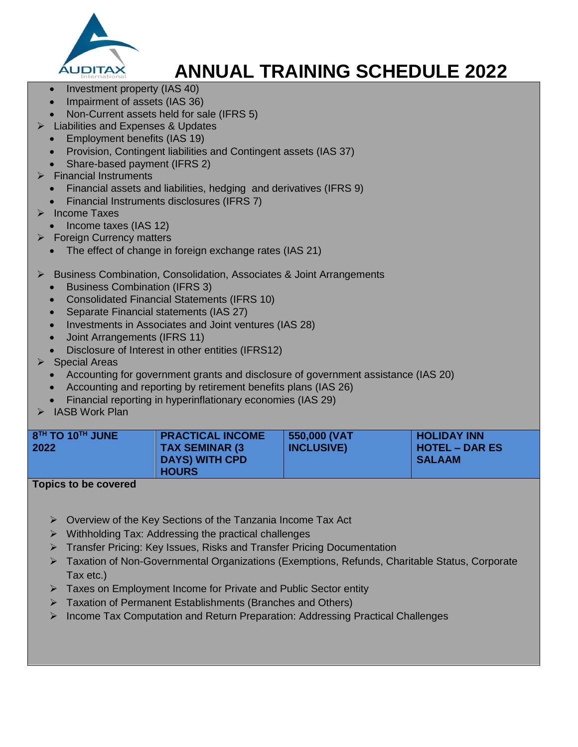# ANNUAL TRAINING SCHEDULE 2022

- Investment property (IAS 40)
- Impairment of assets (IAS 36)
- Non-Current assets held for sale (IFRS 5)

- Liabilities and Expenses & Updates
  - Employment benefits (IAS 19)
  - Provision, Contingent liabilities and Contingent assets (IAS 37)
  - Share-based payment (IFRS 2)
- Financial Instruments
  - Financial assets and liabilities, hedging and derivatives (IFRS 9)
  - Financial Instruments disclosures (IFRS 7)
- Income Taxes
  - Income taxes (IAS 12)
- Foreign Currency matters
  - The effect of change in foreign exchange rates (IAS 21)
- Business Combination, Consolidation, Associates & Joint Arrangements
  - Business Combination (IFRS 3)
  - Consolidated Financial Statements (IFRS 10)
  - Separate Financial statements (IAS 27)
  - Investments in Associates and Joint ventures (IAS 28)
  - Joint Arrangements (IFRS 11)
  - Disclosure of Interest in other entities (IFRS12)
- Special Areas
  - Accounting for government grants and disclosure of government assistance (IAS 20)
  - Accounting and reporting by retirement benefits plans (IAS 26)
  - Financial reporting in hyperinflationary economies (IAS 29)
- IASB Work Plan

| 8TH TO 10TH JUNE 2022 | PRACTICAL INCOME TAX SEMINAR (3 DAYS) WITH CPD HOURS | 550,000 (VAT INCLUSIVE) | HOLIDAY INN HOTEL – DAR ES SALAAM |
|---|---|---|---|

**Topics to be covered**

- Overview of the Key Sections of the Tanzania Income Tax Act
- Withholding Tax: Addressing the practical challenges
- Transfer Pricing: Key Issues, Risks and Transfer Pricing Documentation
- Taxation of Non-Governmental Organizations (Exemptions, Refunds, Charitable Status, Corporate Tax etc.)
- Taxes on Employment Income for Private and Public Sector entity
- Taxation of Permanent Establishments (Branches and Others)
- Income Tax Computation and Return Preparation: Addressing Practical Challenges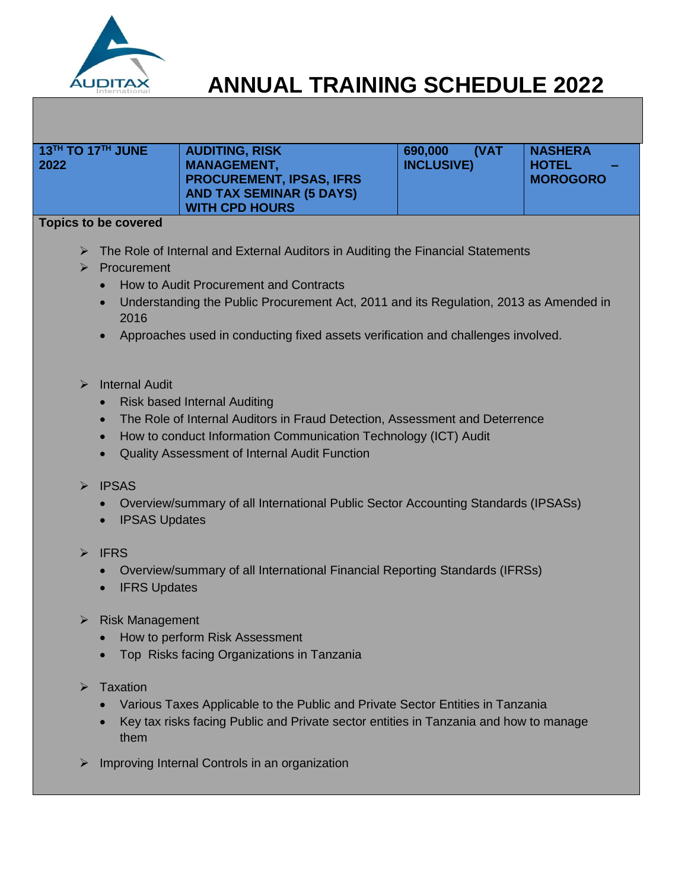# ANNUAL TRAINING SCHEDULE 2022

| 13TH TO 17TH JUNE 2022 | AUDITING, RISK MANAGEMENT, PROCUREMENT, IPSAS, IFRS AND TAX SEMINAR (5 DAYS) WITH CPD HOURS | 690,000 (VAT INCLUSIVE) | NASHERA HOTEL – MOROGORO |
|---|---|---|---|

**Topics to be covered**

- The Role of Internal and External Auditors in Auditing the Financial Statements
- Procurement
  - How to Audit Procurement and Contracts
  - Understanding the Public Procurement Act, 2011 and its Regulation, 2013 as Amended in 2016
  - Approaches used in conducting fixed assets verification and challenges involved.
- Internal Audit
  - Risk based Internal Auditing
  - The Role of Internal Auditors in Fraud Detection, Assessment and Deterrence
  - How to conduct Information Communication Technology (ICT) Audit
  - Quality Assessment of Internal Audit Function
- IPSAS
  - Overview/summary of all International Public Sector Accounting Standards (IPSASs)
  - IPSAS Updates
- IFRS
  - Overview/summary of all International Financial Reporting Standards (IFRSs)
  - IFRS Updates
- Risk Management
  - How to perform Risk Assessment
  - Top Risks facing Organizations in Tanzania
- Taxation
  - Various Taxes Applicable to the Public and Private Sector Entities in Tanzania
  - Key tax risks facing Public and Private sector entities in Tanzania and how to manage them
- Improving Internal Controls in an organization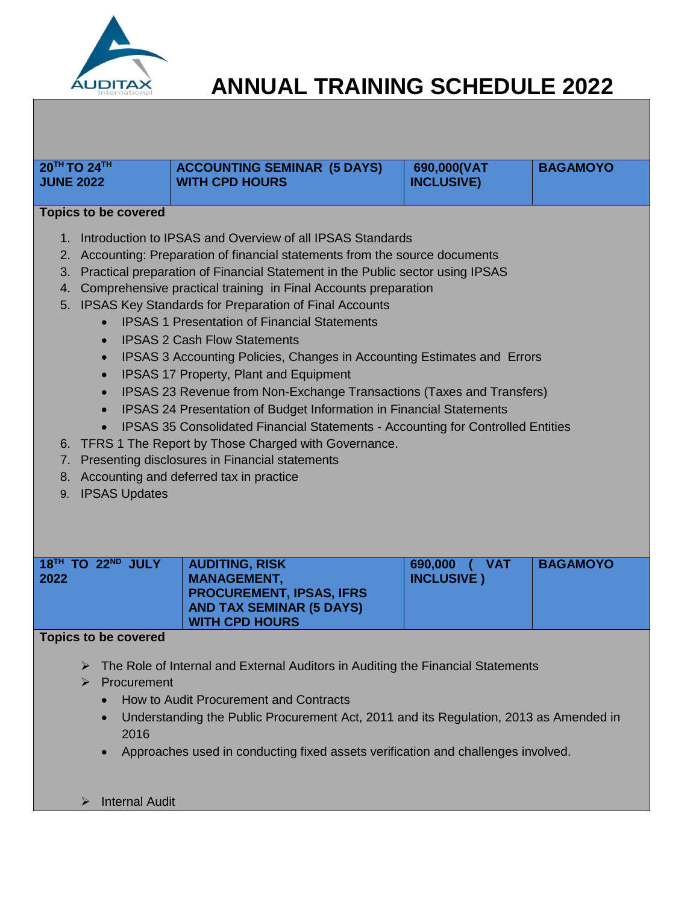# ANNUAL TRAINING SCHEDULE 2022

| 20TH TO 24TH JUNE 2022 | ACCOUNTING SEMINAR (5 DAYS) WITH CPD HOURS | 690,000(VAT INCLUSIVE) | BAGAMOYO |
|---|---|---|---|

**Topics to be covered**

1. Introduction to IPSAS and Overview of all IPSAS Standards
2. Accounting: Preparation of financial statements from the source documents
3. Practical preparation of Financial Statement in the Public sector using IPSAS
4. Comprehensive practical training in Final Accounts preparation
5. IPSAS Key Standards for Preparation of Final Accounts
   - IPSAS 1 Presentation of Financial Statements
   - IPSAS 2 Cash Flow Statements
   - IPSAS 3 Accounting Policies, Changes in Accounting Estimates and Errors
   - IPSAS 17 Property, Plant and Equipment
   - IPSAS 23 Revenue from Non-Exchange Transactions (Taxes and Transfers)
   - IPSAS 24 Presentation of Budget Information in Financial Statements
   - IPSAS 35 Consolidated Financial Statements - Accounting for Controlled Entities
6. TFRS 1 The Report by Those Charged with Governance.
7. Presenting disclosures in Financial statements
8. Accounting and deferred tax in practice
9. IPSAS Updates

| 18TH TO 22ND JULY 2022 | AUDITING, RISK MANAGEMENT, PROCUREMENT, IPSAS, IFRS AND TAX SEMINAR (5 DAYS) WITH CPD HOURS | 690,000 ( VAT INCLUSIVE ) | BAGAMOYO |
|---|---|---|---|

**Topics to be covered**

- The Role of Internal and External Auditors in Auditing the Financial Statements
- Procurement
  - How to Audit Procurement and Contracts
  - Understanding the Public Procurement Act, 2011 and its Regulation, 2013 as Amended in 2016
  - Approaches used in conducting fixed assets verification and challenges involved.
- Internal Audit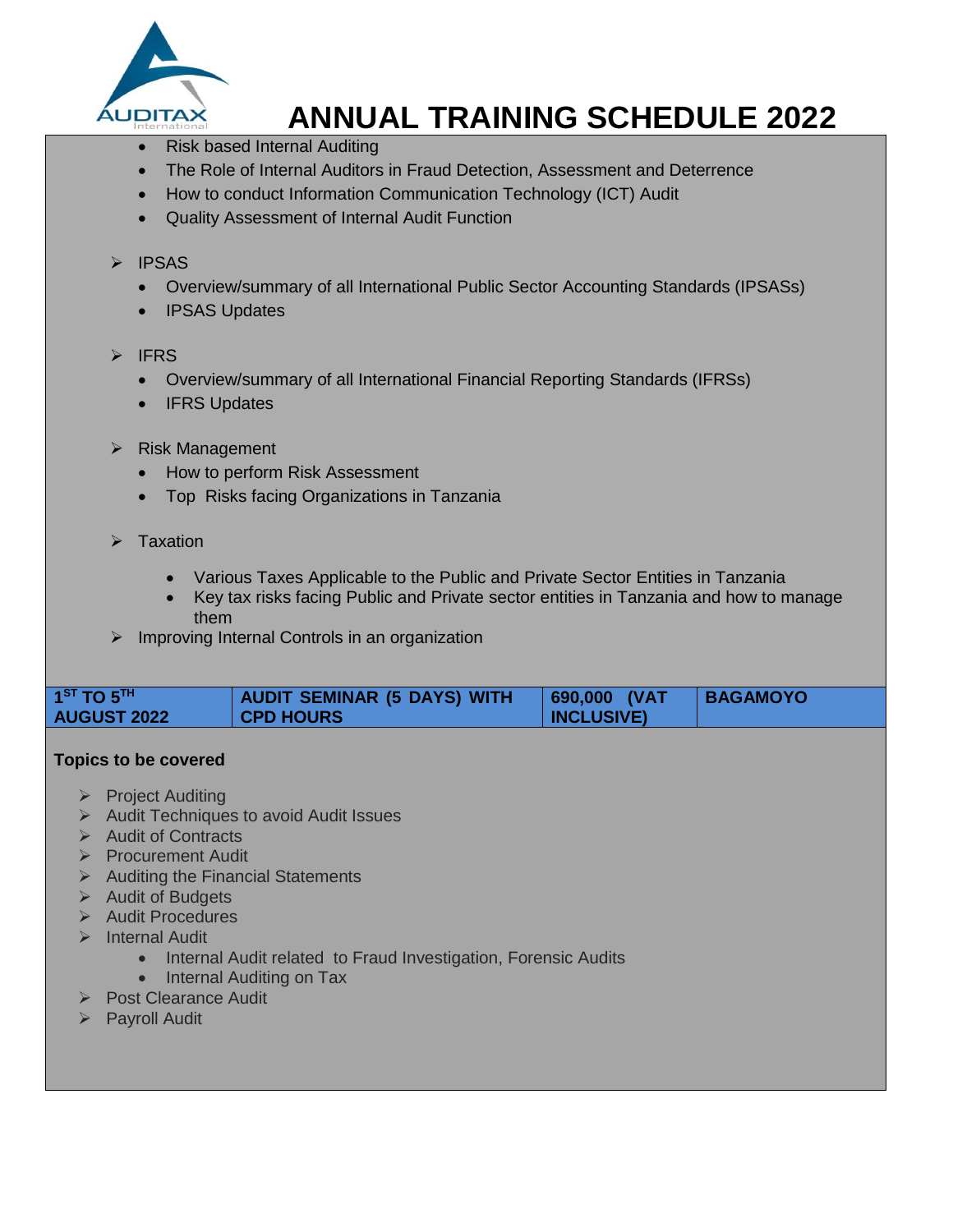# ANNUAL TRAINING SCHEDULE 2022

- Risk based Internal Auditing
- The Role of Internal Auditors in Fraud Detection, Assessment and Deterrence
- How to conduct Information Communication Technology (ICT) Audit
- Quality Assessment of Internal Audit Function

- IPSAS
  - Overview/summary of all International Public Sector Accounting Standards (IPSASs)
  - IPSAS Updates

- IFRS
  - Overview/summary of all International Financial Reporting Standards (IFRSs)
  - IFRS Updates

- Risk Management
  - How to perform Risk Assessment
  - Top Risks facing Organizations in Tanzania

- Taxation
  - Various Taxes Applicable to the Public and Private Sector Entities in Tanzania
  - Key tax risks facing Public and Private sector entities in Tanzania and how to manage them
- Improving Internal Controls in an organization

| 1ST TO 5TH AUGUST 2022 | AUDIT SEMINAR (5 DAYS) WITH CPD HOURS | 690,000 (VAT INCLUSIVE) | BAGAMOYO |
|---|---|---|---|

**Topics to be covered**

- Project Auditing
- Audit Techniques to avoid Audit Issues
- Audit of Contracts
- Procurement Audit
- Auditing the Financial Statements
- Audit of Budgets
- Audit Procedures
- Internal Audit
  - Internal Audit related to Fraud Investigation, Forensic Audits
  - Internal Auditing on Tax
- Post Clearance Audit
- Payroll Audit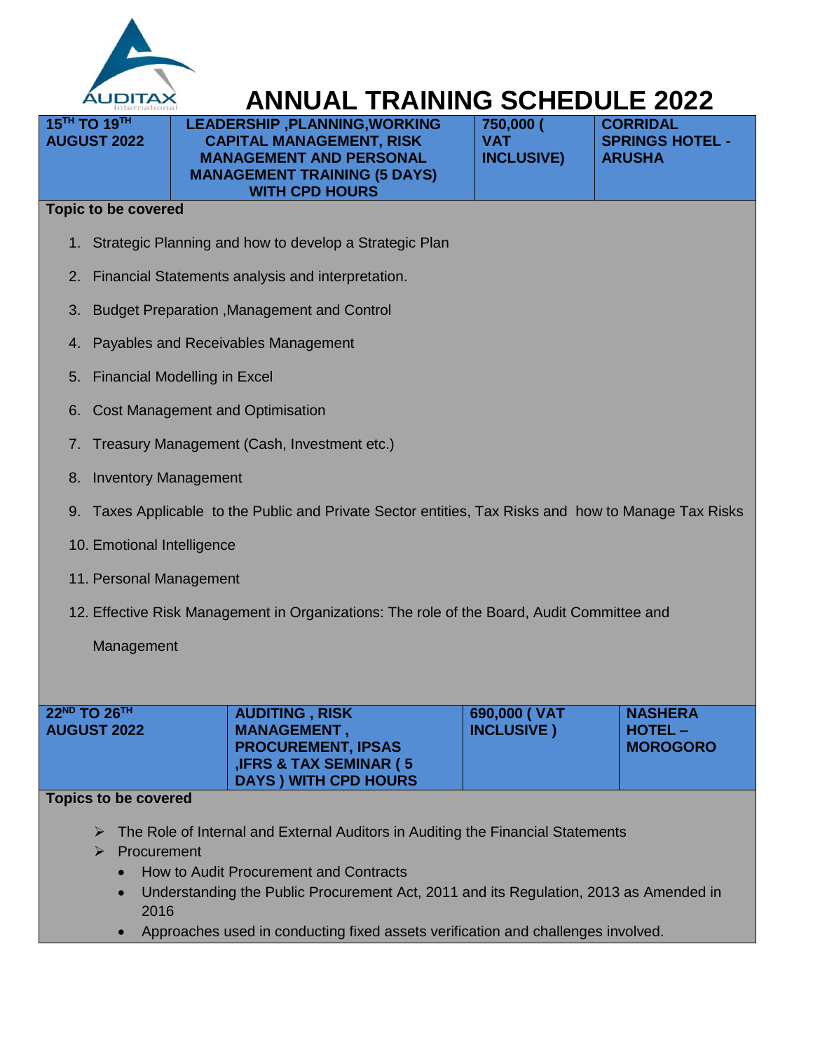AUDITAX International

# ANNUAL TRAINING SCHEDULE 2022

| 15TH TO 19TH AUGUST 2022 | LEADERSHIP ,PLANNING,WORKING CAPITAL MANAGEMENT, RISK MANAGEMENT AND PERSONAL MANAGEMENT TRAINING (5 DAYS) WITH CPD HOURS | 750,000 ( VAT INCLUSIVE) | CORRIDAL SPRINGS HOTEL - ARUSHA |
|---|---|---|---|

**Topic to be covered**

1. Strategic Planning and how to develop a Strategic Plan
2. Financial Statements analysis and interpretation.
3. Budget Preparation ,Management and Control
4. Payables and Receivables Management
5. Financial Modelling in Excel
6. Cost Management and Optimisation
7. Treasury Management (Cash, Investment etc.)
8. Inventory Management
9. Taxes Applicable to the Public and Private Sector entities, Tax Risks and how to Manage Tax Risks
10. Emotional Intelligence
11. Personal Management
12. Effective Risk Management in Organizations: The role of the Board, Audit Committee and Management

| 22ND TO 26TH AUGUST 2022 | AUDITING , RISK MANAGEMENT , PROCUREMENT, IPSAS ,IFRS & TAX SEMINAR ( 5 DAYS ) WITH CPD HOURS | 690,000 ( VAT INCLUSIVE ) | NASHERA HOTEL – MOROGORO |
|---|---|---|---|

**Topics to be covered**

- The Role of Internal and External Auditors in Auditing the Financial Statements
- Procurement
  - How to Audit Procurement and Contracts
  - Understanding the Public Procurement Act, 2011 and its Regulation, 2013 as Amended in 2016
  - Approaches used in conducting fixed assets verification and challenges involved.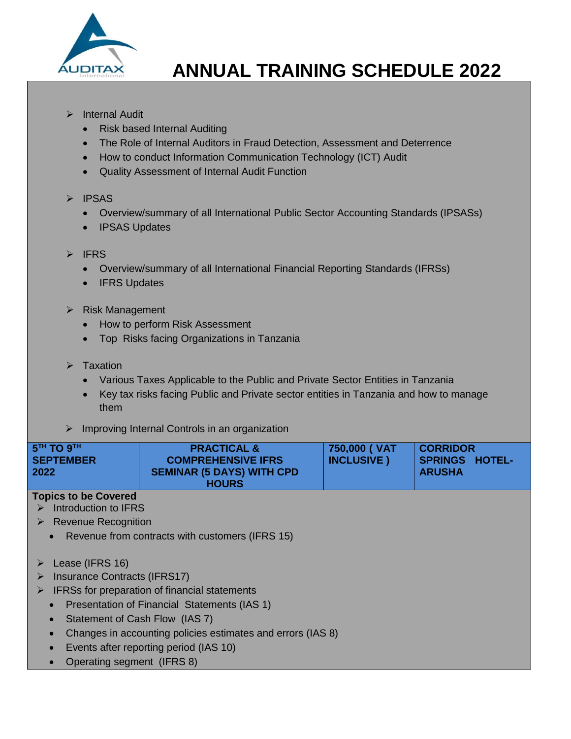# ANNUAL TRAINING SCHEDULE 2022

- Internal Audit
  - Risk based Internal Auditing
  - The Role of Internal Auditors in Fraud Detection, Assessment and Deterrence
  - How to conduct Information Communication Technology (ICT) Audit
  - Quality Assessment of Internal Audit Function

- IPSAS
  - Overview/summary of all International Public Sector Accounting Standards (IPSASs)
  - IPSAS Updates

- IFRS
  - Overview/summary of all International Financial Reporting Standards (IFRSs)
  - IFRS Updates

- Risk Management
  - How to perform Risk Assessment
  - Top Risks facing Organizations in Tanzania

- Taxation
  - Various Taxes Applicable to the Public and Private Sector Entities in Tanzania
  - Key tax risks facing Public and Private sector entities in Tanzania and how to manage them

- Improving Internal Controls in an organization

| 5TH TO 9TH SEPTEMBER 2022 | PRACTICAL & COMPREHENSIVE IFRS SEMINAR (5 DAYS) WITH CPD HOURS | 750,000 ( VAT INCLUSIVE ) | CORRIDOR SPRINGS HOTEL- ARUSHA |
|---|---|---|---|

**Topics to be Covered**

- Introduction to IFRS
- Revenue Recognition
  - Revenue from contracts with customers (IFRS 15)

- Lease (IFRS 16)
- Insurance Contracts (IFRS17)
- IFRSs for preparation of financial statements
  - Presentation of Financial Statements (IAS 1)
  - Statement of Cash Flow (IAS 7)
  - Changes in accounting policies estimates and errors (IAS 8)
  - Events after reporting period (IAS 10)
  - Operating segment (IFRS 8)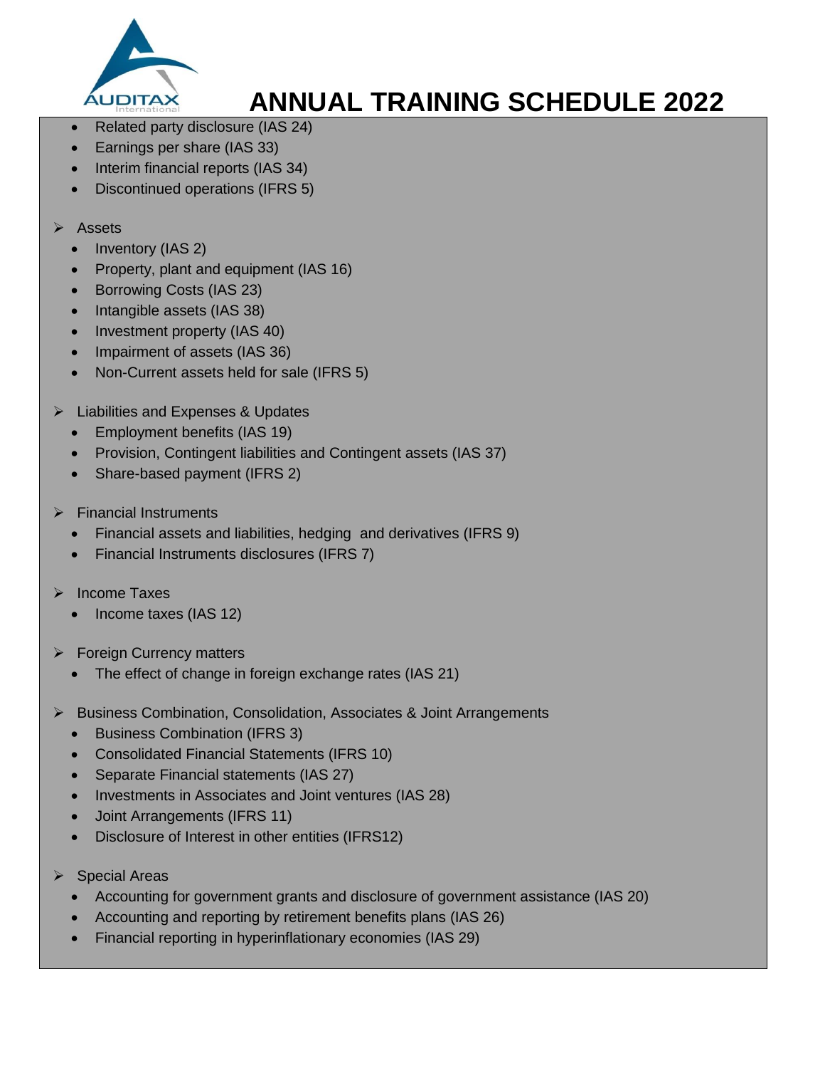- Related party disclosure (IAS 24)
- Earnings per share (IAS 33)
- Interim financial reports (IAS 34)
- Discontinued operations (IFRS 5)

➢ Assets

- Inventory (IAS 2)
- Property, plant and equipment (IAS 16)
- Borrowing Costs (IAS 23)
- Intangible assets (IAS 38)
- Investment property (IAS 40)
- Impairment of assets (IAS 36)
- Non-Current assets held for sale (IFRS 5)

➢ Liabilities and Expenses & Updates

- Employment benefits (IAS 19)
- Provision, Contingent liabilities and Contingent assets (IAS 37)
- Share-based payment (IFRS 2)

➢ Financial Instruments

- Financial assets and liabilities, hedging and derivatives (IFRS 9)
- Financial Instruments disclosures (IFRS 7)

➢ Income Taxes

- Income taxes (IAS 12)

➢ Foreign Currency matters

- The effect of change in foreign exchange rates (IAS 21)

➢ Business Combination, Consolidation, Associates & Joint Arrangements

- Business Combination (IFRS 3)
- Consolidated Financial Statements (IFRS 10)
- Separate Financial statements (IAS 27)
- Investments in Associates and Joint ventures (IAS 28)
- Joint Arrangements (IFRS 11)
- Disclosure of Interest in other entities (IFRS12)

➢ Special Areas

- Accounting for government grants and disclosure of government assistance (IAS 20)
- Accounting and reporting by retirement benefits plans (IAS 26)
- Financial reporting in hyperinflationary economies (IAS 29)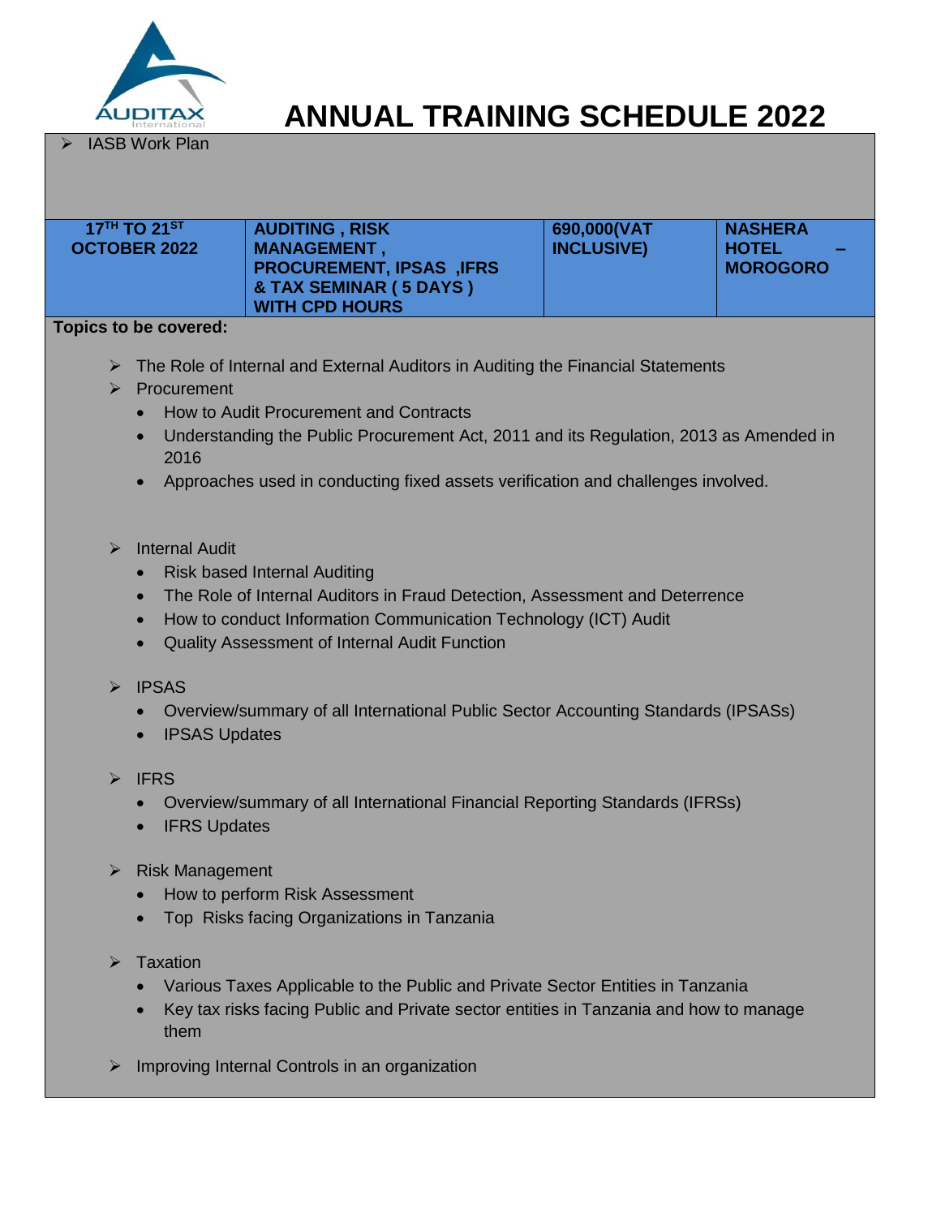# ANNUAL TRAINING SCHEDULE 2022

- IASB Work Plan

| 17TH TO 21ST OCTOBER 2022 | AUDITING , RISK MANAGEMENT , PROCUREMENT, IPSAS ,IFRS & TAX SEMINAR ( 5 DAYS ) WITH CPD HOURS | 690,000(VAT INCLUSIVE) | NASHERA HOTEL – MOROGORO |
|---|---|---|---|

**Topics to be covered:**

- The Role of Internal and External Auditors in Auditing the Financial Statements
- Procurement
  - How to Audit Procurement and Contracts
  - Understanding the Public Procurement Act, 2011 and its Regulation, 2013 as Amended in 2016
  - Approaches used in conducting fixed assets verification and challenges involved.
- Internal Audit
  - Risk based Internal Auditing
  - The Role of Internal Auditors in Fraud Detection, Assessment and Deterrence
  - How to conduct Information Communication Technology (ICT) Audit
  - Quality Assessment of Internal Audit Function
- IPSAS
  - Overview/summary of all International Public Sector Accounting Standards (IPSASs)
  - IPSAS Updates
- IFRS
  - Overview/summary of all International Financial Reporting Standards (IFRSs)
  - IFRS Updates
- Risk Management
  - How to perform Risk Assessment
  - Top Risks facing Organizations in Tanzania
- Taxation
  - Various Taxes Applicable to the Public and Private Sector Entities in Tanzania
  - Key tax risks facing Public and Private sector entities in Tanzania and how to manage them
- Improving Internal Controls in an organization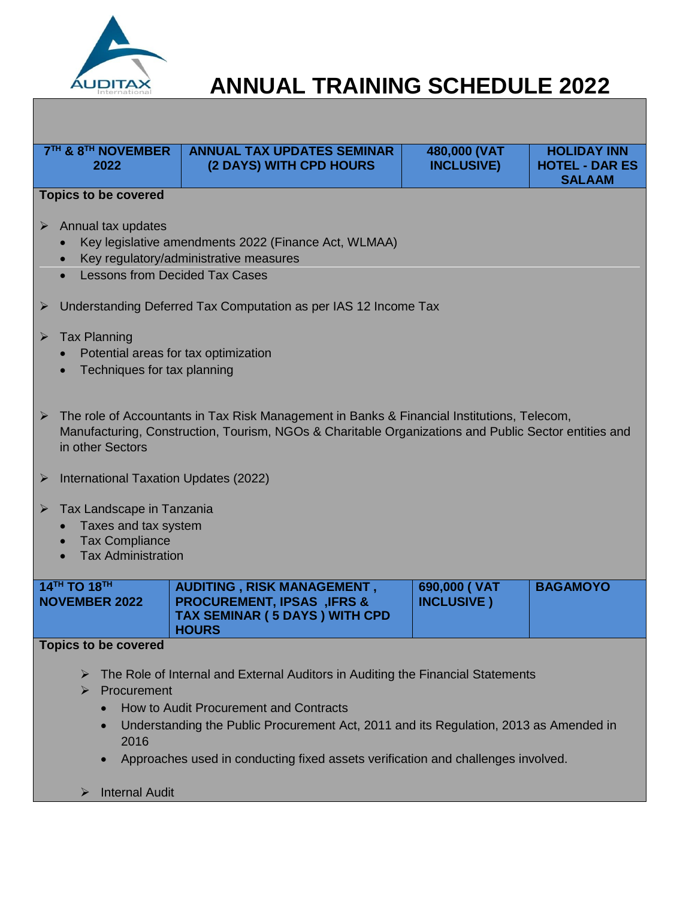# ANNUAL TRAINING SCHEDULE 2022

| 7TH & 8TH NOVEMBER 2022 | ANNUAL TAX UPDATES SEMINAR (2 DAYS) WITH CPD HOURS | 480,000 (VAT INCLUSIVE) | HOLIDAY INN HOTEL - DAR ES SALAAM |
|---|---|---|---|

**Topics to be covered**

- Annual tax updates
  - Key legislative amendments 2022 (Finance Act, WLMAA)
  - Key regulatory/administrative measures
  - Lessons from Decided Tax Cases
- Understanding Deferred Tax Computation as per IAS 12 Income Tax
- Tax Planning
  - Potential areas for tax optimization
  - Techniques for tax planning
- The role of Accountants in Tax Risk Management in Banks & Financial Institutions, Telecom, Manufacturing, Construction, Tourism, NGOs & Charitable Organizations and Public Sector entities and in other Sectors
- International Taxation Updates (2022)
- Tax Landscape in Tanzania
  - Taxes and tax system
  - Tax Compliance
  - Tax Administration

| 14TH TO 18TH NOVEMBER 2022 | AUDITING , RISK MANAGEMENT , PROCUREMENT, IPSAS ,IFRS & TAX SEMINAR ( 5 DAYS ) WITH CPD HOURS | 690,000 ( VAT INCLUSIVE ) | BAGAMOYO |
|---|---|---|---|

**Topics to be covered**

- The Role of Internal and External Auditors in Auditing the Financial Statements
- Procurement
  - How to Audit Procurement and Contracts
  - Understanding the Public Procurement Act, 2011 and its Regulation, 2013 as Amended in 2016
  - Approaches used in conducting fixed assets verification and challenges involved.
- Internal Audit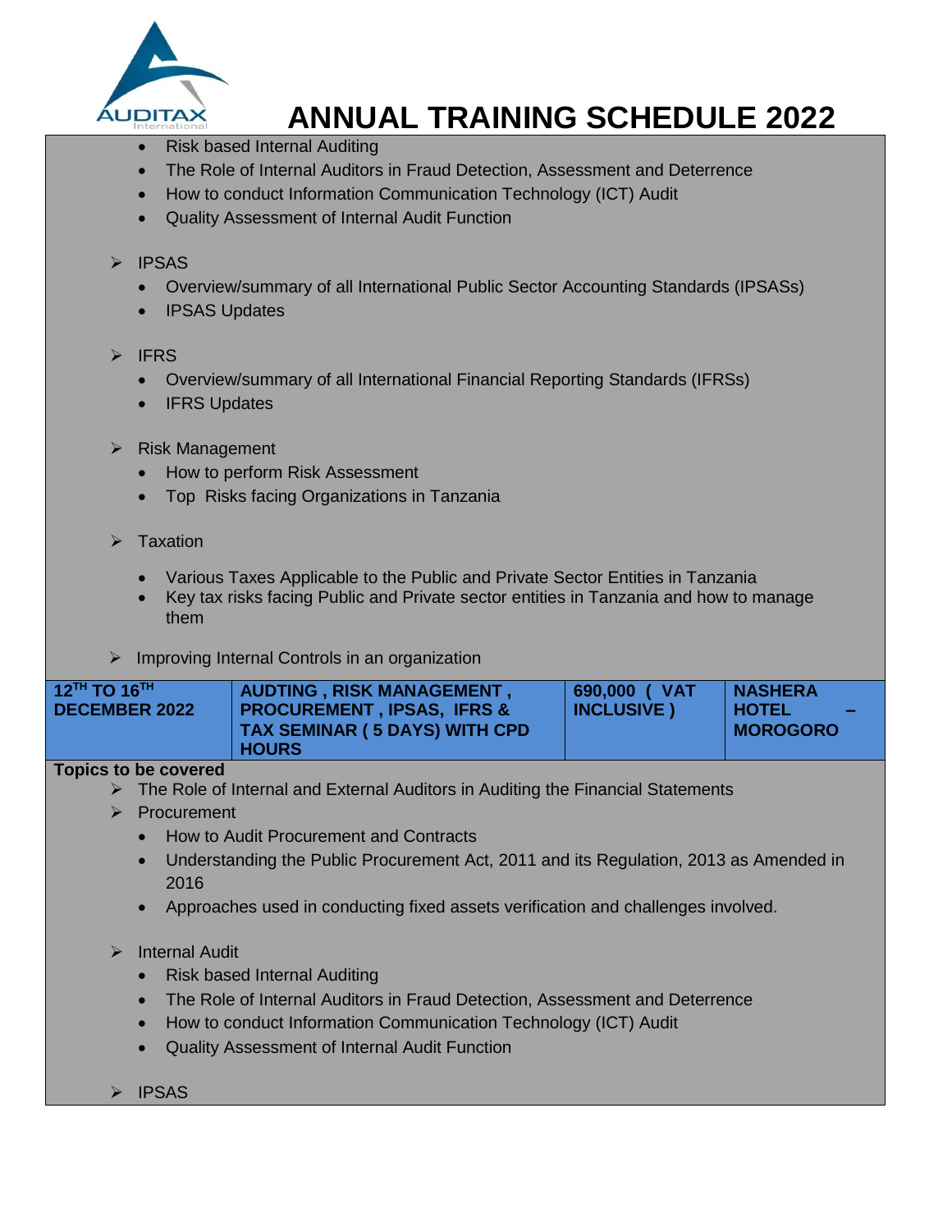# ANNUAL TRAINING SCHEDULE 2022

- Risk based Internal Auditing
- The Role of Internal Auditors in Fraud Detection, Assessment and Deterrence
- How to conduct Information Communication Technology (ICT) Audit
- Quality Assessment of Internal Audit Function

➢ IPSAS

- Overview/summary of all International Public Sector Accounting Standards (IPSASs)
- IPSAS Updates

➢ IFRS

- Overview/summary of all International Financial Reporting Standards (IFRSs)
- IFRS Updates

➢ Risk Management

- How to perform Risk Assessment
- Top Risks facing Organizations in Tanzania

➢ Taxation

- Various Taxes Applicable to the Public and Private Sector Entities in Tanzania
- Key tax risks facing Public and Private sector entities in Tanzania and how to manage them

➢ Improving Internal Controls in an organization

| 12TH TO 16TH DECEMBER 2022 | AUDTING , RISK MANAGEMENT , PROCUREMENT , IPSAS, IFRS & TAX SEMINAR ( 5 DAYS) WITH CPD HOURS | 690,000 ( VAT INCLUSIVE ) | NASHERA HOTEL – MOROGORO |
|---|---|---|---|

**Topics to be covered**

➢ The Role of Internal and External Auditors in Auditing the Financial Statements

➢ Procurement

- How to Audit Procurement and Contracts
- Understanding the Public Procurement Act, 2011 and its Regulation, 2013 as Amended in 2016
- Approaches used in conducting fixed assets verification and challenges involved.

➢ Internal Audit

- Risk based Internal Auditing
- The Role of Internal Auditors in Fraud Detection, Assessment and Deterrence
- How to conduct Information Communication Technology (ICT) Audit
- Quality Assessment of Internal Audit Function

➢ IPSAS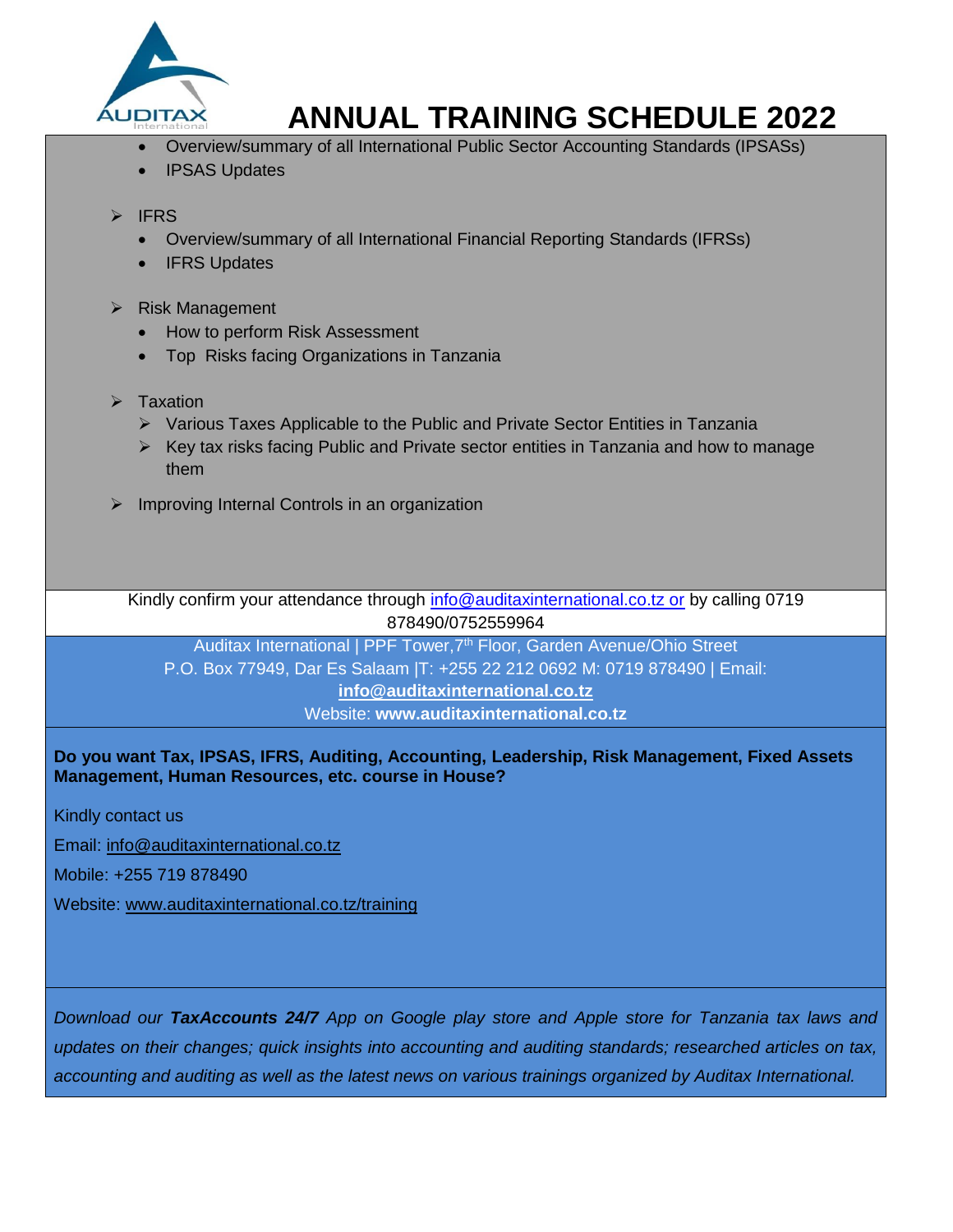# ANNUAL TRAINING SCHEDULE 2022

- Overview/summary of all International Public Sector Accounting Standards (IPSASs)
- IPSAS Updates

- IFRS
  - Overview/summary of all International Financial Reporting Standards (IFRSs)
  - IFRS Updates

- Risk Management
  - How to perform Risk Assessment
  - Top Risks facing Organizations in Tanzania

- Taxation
  - Various Taxes Applicable to the Public and Private Sector Entities in Tanzania
  - Key tax risks facing Public and Private sector entities in Tanzania and how to manage them

- Improving Internal Controls in an organization

Kindly confirm your attendance through info@auditaxinternational.co.tz or by calling 0719 878490/0752559964

Auditax International | PPF Tower,7th Floor, Garden Avenue/Ohio Street
P.O. Box 77949, Dar Es Salaam |T: +255 22 212 0692 M: 0719 878490 | Email: **info@auditaxinternational.co.tz**
Website: **www.auditaxinternational.co.tz**

**Do you want Tax, IPSAS, IFRS, Auditing, Accounting, Leadership, Risk Management, Fixed Assets Management, Human Resources, etc. course in House?**

Kindly contact us

Email: info@auditaxinternational.co.tz

Mobile: +255 719 878490

Website: www.auditaxinternational.co.tz/training

*Download our **TaxAccounts 24/7** App on Google play store and Apple store for Tanzania tax laws and updates on their changes; quick insights into accounting and auditing standards; researched articles on tax, accounting and auditing as well as the latest news on various trainings organized by Auditax International.*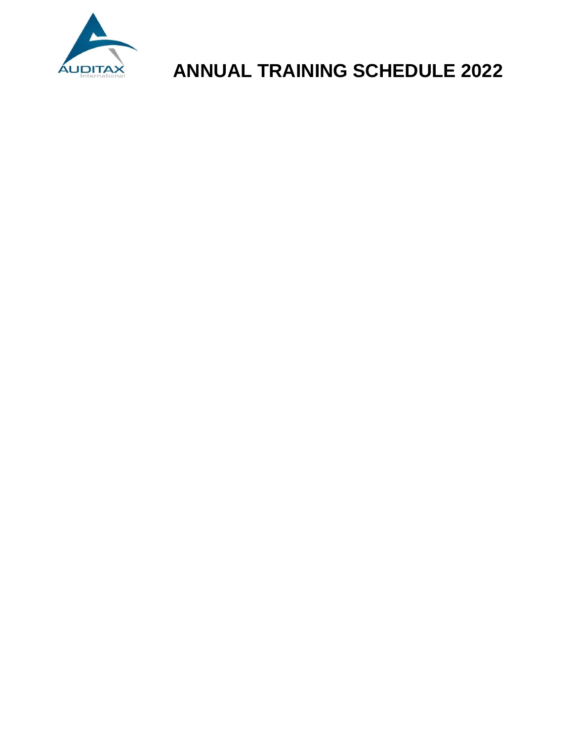AUDITAX International

# ANNUAL TRAINING SCHEDULE 2022